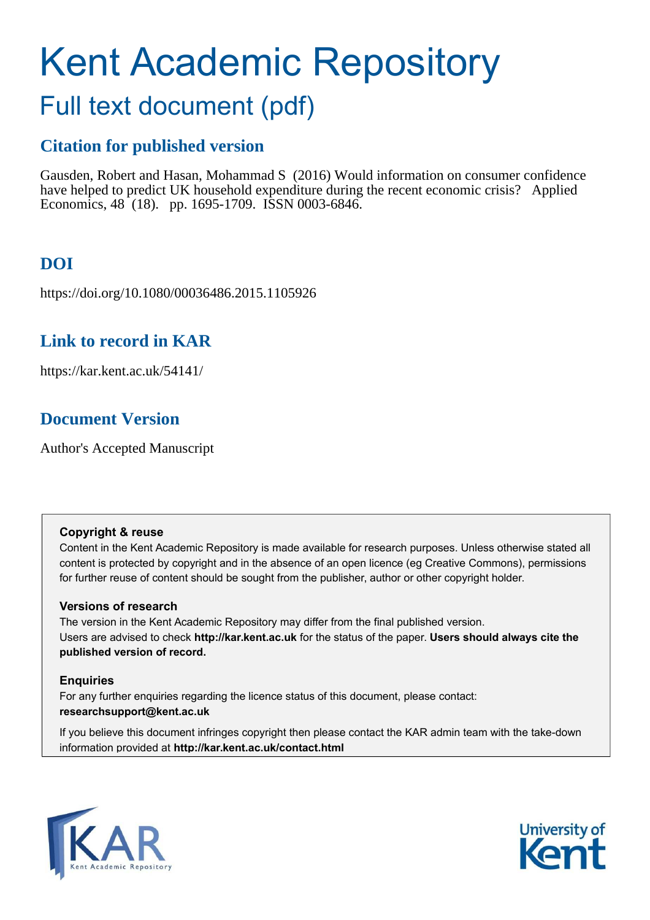# Kent Academic Repository

## Full text document (pdf)

### Citation for published version

Gausden, Robert and Hasan, Mohammad S (2016) Would information on consumer confidence have helped to predict UK household expenditure during the recent economic crisis? Applied Economics, 48 (18). pp. 1695-1709. ISSN 0003-6846.

### DOI

https://doi.org/10.1080/00036486.2015.1105926

### Link to record in KAR

https://kar.kent.ac.uk/54141/

### Document Version

Author's Accepted Manuscript

**Copyright & reuse**

Content in the Kent Academic Repository is made available for research purposes. Unless otherwise stated all content is protected by copyright and in the absence of an open licence (eg Creative Commons), permissions for further reuse of content should be sought from the publisher, author or other copyright holder.

**Versions of research**

The version in the Kent Academic Repository may differ from the final published version. Users are advised to check **http://kar.kent.ac.uk** for the status of the paper. **Users should always cite the published version of record.**

**Enquiries**

For any further enquiries regarding the licence status of this document, please contact: **researchsupport@kent.ac.uk**

If you believe this document infringes copyright then please contact the KAR admin team with the take-down information provided at **http://kar.kent.ac.uk/contact.html**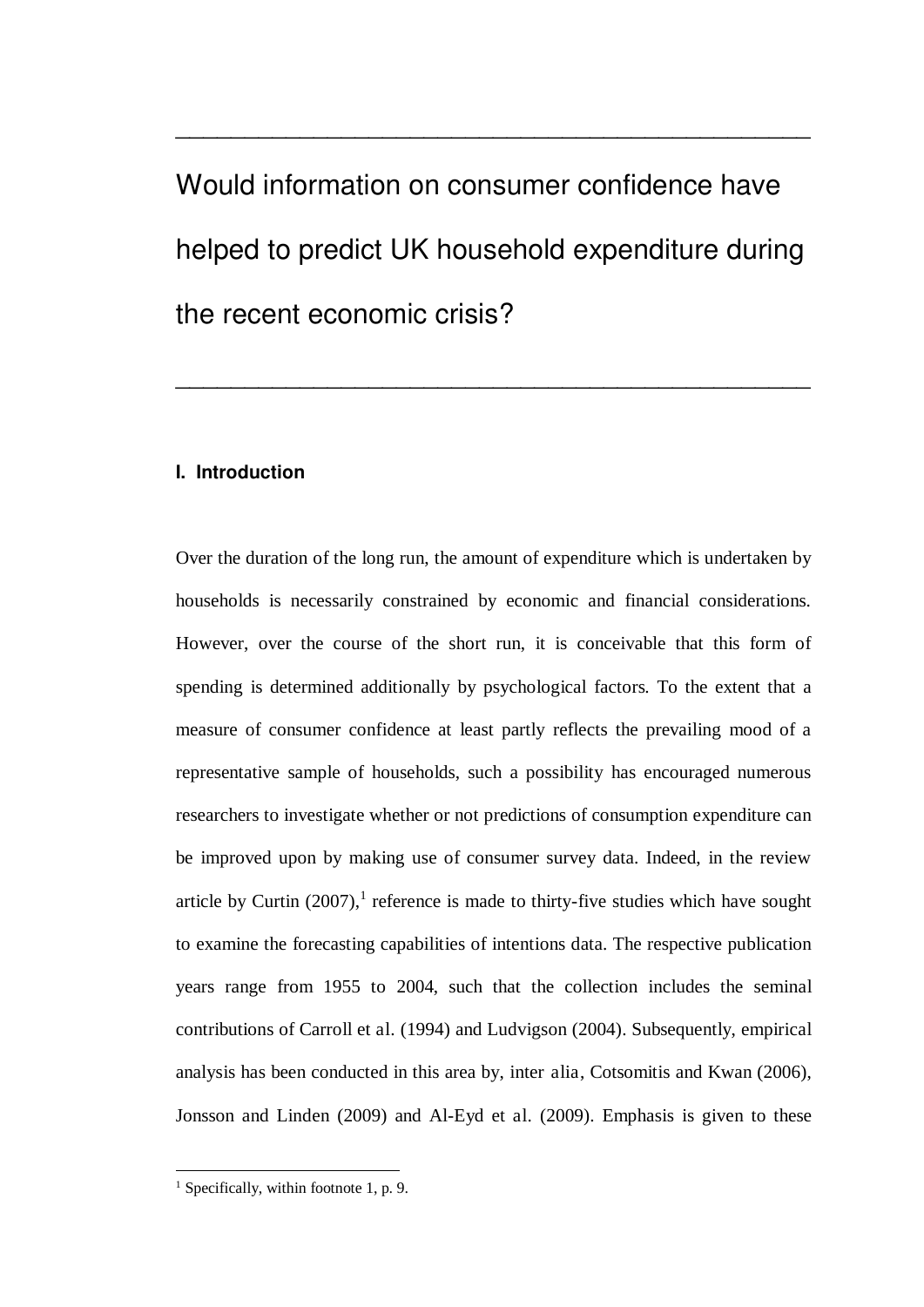# Would information on consumer confidence have helped to predict UK household expenditure during the recent economic crisis?

## I. Introduction

Over the duration of the long run, the amount of expenditure which is undertaken by households is necessarily constrained by economic and financial considerations. However, over the course of the short run, it is conceivable that this form of spending is determined additionally by psychological factors. To the extent that a measure of consumer confidence at least partly reflects the prevailing mood of a representative sample of households, such a possibility has encouraged numerous researchers to investigate whether or not predictions of consumption expenditure can be improved upon by making use of consumer survey data. Indeed, in the review article by Curtin (2007),[1] reference is made to thirty-five studies which have sought to examine the forecasting capabilities of intentions data. The respective publication years range from 1955 to 2004, such that the collection includes the seminal contributions of Carroll et al. (1994) and Ludvigson (2004). Subsequently, empirical analysis has been conducted in this area by, inter alia, Cotsomitis and Kwan (2006), Jonsson and Linden (2009) and Al-Eyd et al. (2009). Emphasis is given to these

---

[1] Specifically, within footnote 1, p. 9.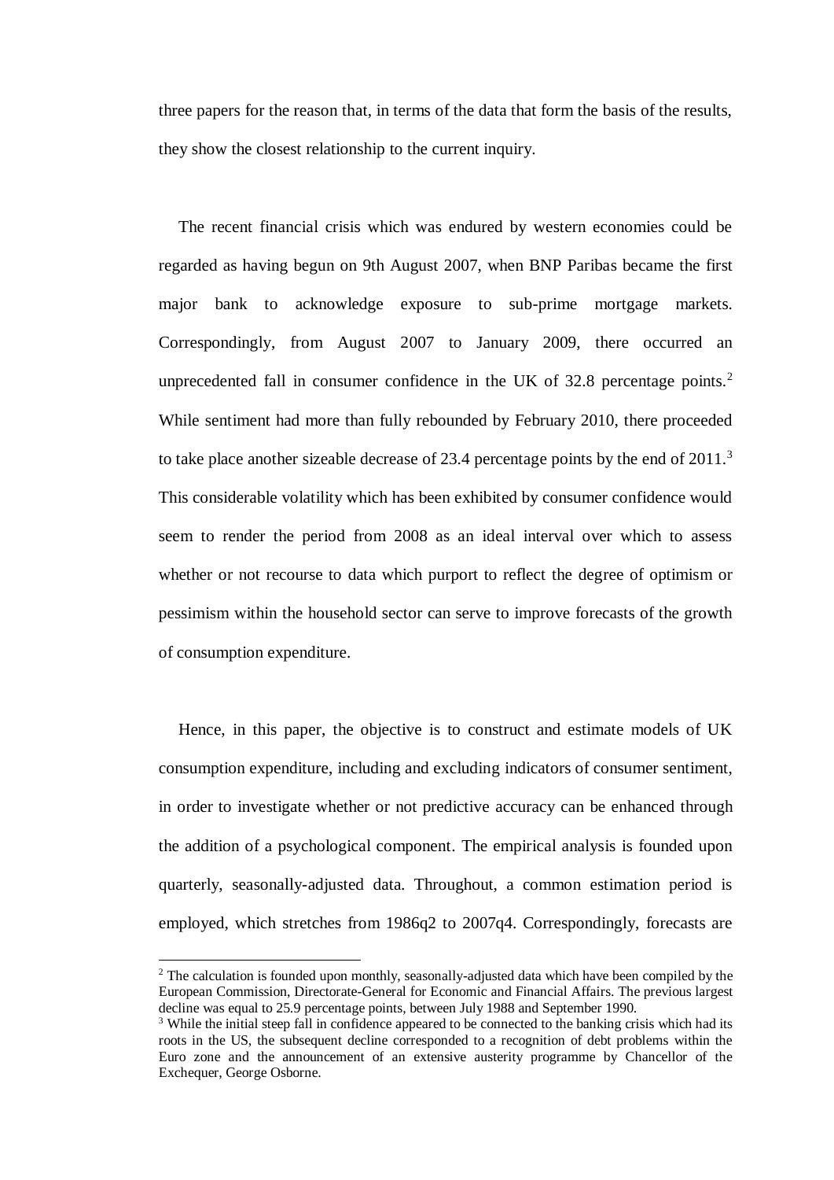three papers for the reason that, in terms of the data that form the basis of the results, they show the closest relationship to the current inquiry.

The recent financial crisis which was endured by western economies could be regarded as having begun on 9th August 2007, when BNP Paribas became the first major bank to acknowledge exposure to sub-prime mortgage markets. Correspondingly, from August 2007 to January 2009, there occurred an unprecedented fall in consumer confidence in the UK of 32.8 percentage points.[2] While sentiment had more than fully rebounded by February 2010, there proceeded to take place another sizeable decrease of 23.4 percentage points by the end of 2011.[3] This considerable volatility which has been exhibited by consumer confidence would seem to render the period from 2008 as an ideal interval over which to assess whether or not recourse to data which purport to reflect the degree of optimism or pessimism within the household sector can serve to improve forecasts of the growth of consumption expenditure.

Hence, in this paper, the objective is to construct and estimate models of UK consumption expenditure, including and excluding indicators of consumer sentiment, in order to investigate whether or not predictive accuracy can be enhanced through the addition of a psychological component. The empirical analysis is founded upon quarterly, seasonally-adjusted data. Throughout, a common estimation period is employed, which stretches from 1986q2 to 2007q4. Correspondingly, forecasts are

[2] The calculation is founded upon monthly, seasonally-adjusted data which have been compiled by the European Commission, Directorate-General for Economic and Financial Affairs. The previous largest decline was equal to 25.9 percentage points, between July 1988 and September 1990.

[3] While the initial steep fall in confidence appeared to be connected to the banking crisis which had its roots in the US, the subsequent decline corresponded to a recognition of debt problems within the Euro zone and the announcement of an extensive austerity programme by Chancellor of the Exchequer, George Osborne.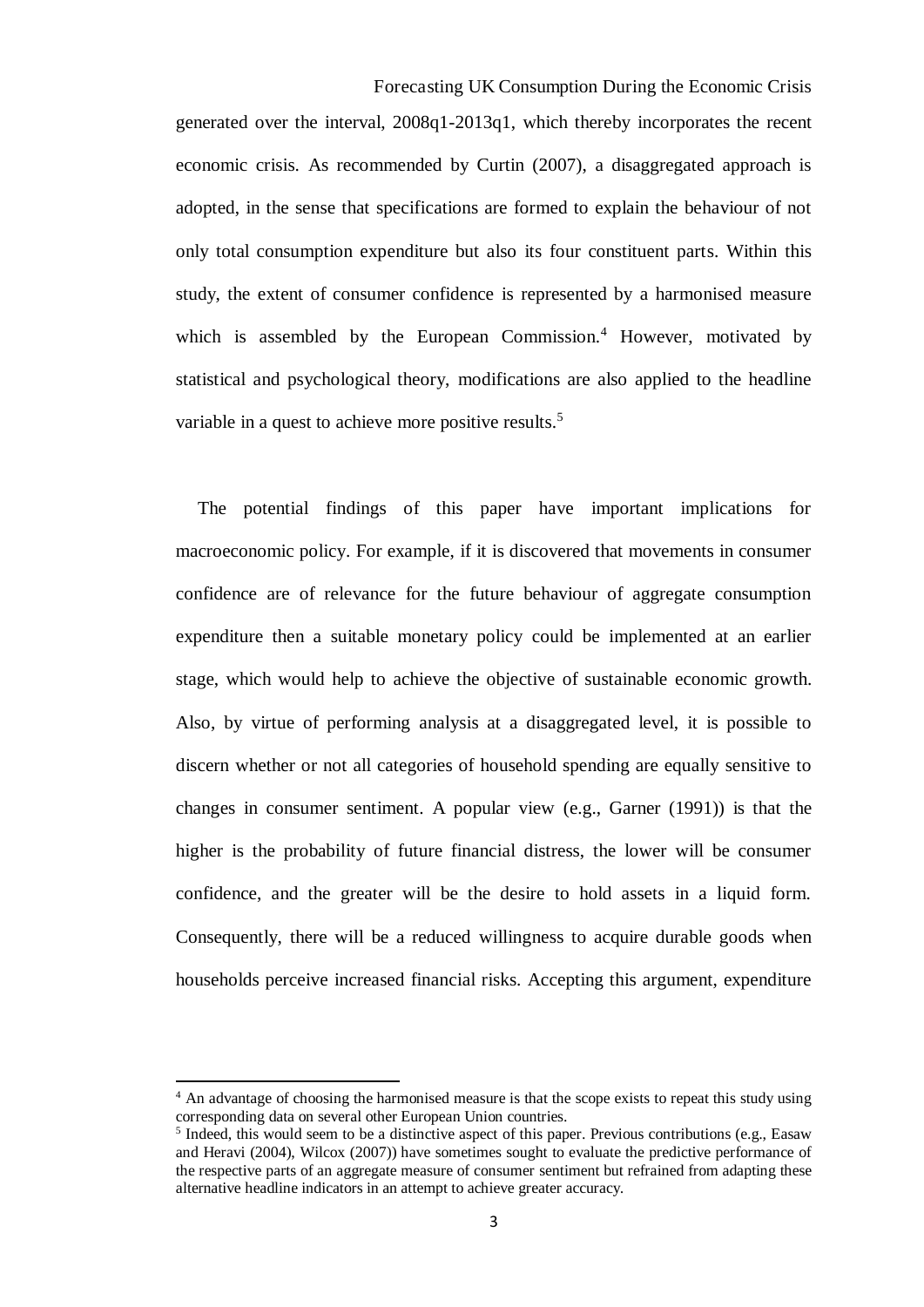generated over the interval, 2008q1-2013q1, which thereby incorporates the recent economic crisis. As recommended by Curtin (2007), a disaggregated approach is adopted, in the sense that specifications are formed to explain the behaviour of not only total consumption expenditure but also its four constituent parts. Within this study, the extent of consumer confidence is represented by a harmonised measure which is assembled by the European Commission.[4] However, motivated by statistical and psychological theory, modifications are also applied to the headline variable in a quest to achieve more positive results.[5]

The potential findings of this paper have important implications for macroeconomic policy. For example, if it is discovered that movements in consumer confidence are of relevance for the future behaviour of aggregate consumption expenditure then a suitable monetary policy could be implemented at an earlier stage, which would help to achieve the objective of sustainable economic growth. Also, by virtue of performing analysis at a disaggregated level, it is possible to discern whether or not all categories of household spending are equally sensitive to changes in consumer sentiment. A popular view (e.g., Garner (1991)) is that the higher is the probability of future financial distress, the lower will be consumer confidence, and the greater will be the desire to hold assets in a liquid form. Consequently, there will be a reduced willingness to acquire durable goods when households perceive increased financial risks. Accepting this argument, expenditure

---

[4] An advantage of choosing the harmonised measure is that the scope exists to repeat this study using corresponding data on several other European Union countries.

[5] Indeed, this would seem to be a distinctive aspect of this paper. Previous contributions (e.g., Easaw and Heravi (2004), Wilcox (2007)) have sometimes sought to evaluate the predictive performance of the respective parts of an aggregate measure of consumer sentiment but refrained from adapting these alternative headline indicators in an attempt to achieve greater accuracy.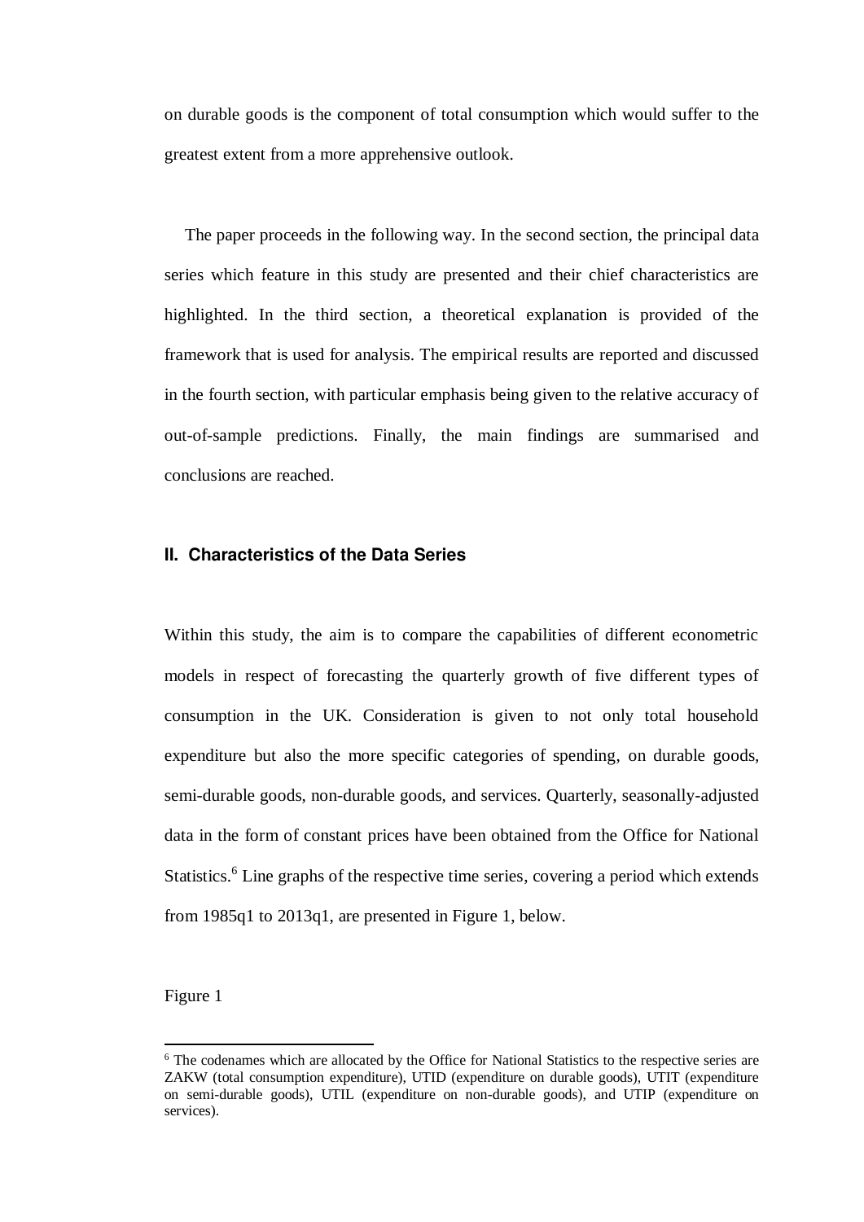on durable goods is the component of total consumption which would suffer to the greatest extent from a more apprehensive outlook.

The paper proceeds in the following way. In the second section, the principal data series which feature in this study are presented and their chief characteristics are highlighted. In the third section, a theoretical explanation is provided of the framework that is used for analysis. The empirical results are reported and discussed in the fourth section, with particular emphasis being given to the relative accuracy of out-of-sample predictions. Finally, the main findings are summarised and conclusions are reached.

## II. Characteristics of the Data Series

Within this study, the aim is to compare the capabilities of different econometric models in respect of forecasting the quarterly growth of five different types of consumption in the UK. Consideration is given to not only total household expenditure but also the more specific categories of spending, on durable goods, semi-durable goods, non-durable goods, and services. Quarterly, seasonally-adjusted data in the form of constant prices have been obtained from the Office for National Statistics.[6] Line graphs of the respective time series, covering a period which extends from 1985q1 to 2013q1, are presented in Figure 1, below.

Figure 1

[6] The codenames which are allocated by the Office for National Statistics to the respective series are ZAKW (total consumption expenditure), UTID (expenditure on durable goods), UTIT (expenditure on semi-durable goods), UTIL (expenditure on non-durable goods), and UTIP (expenditure on services).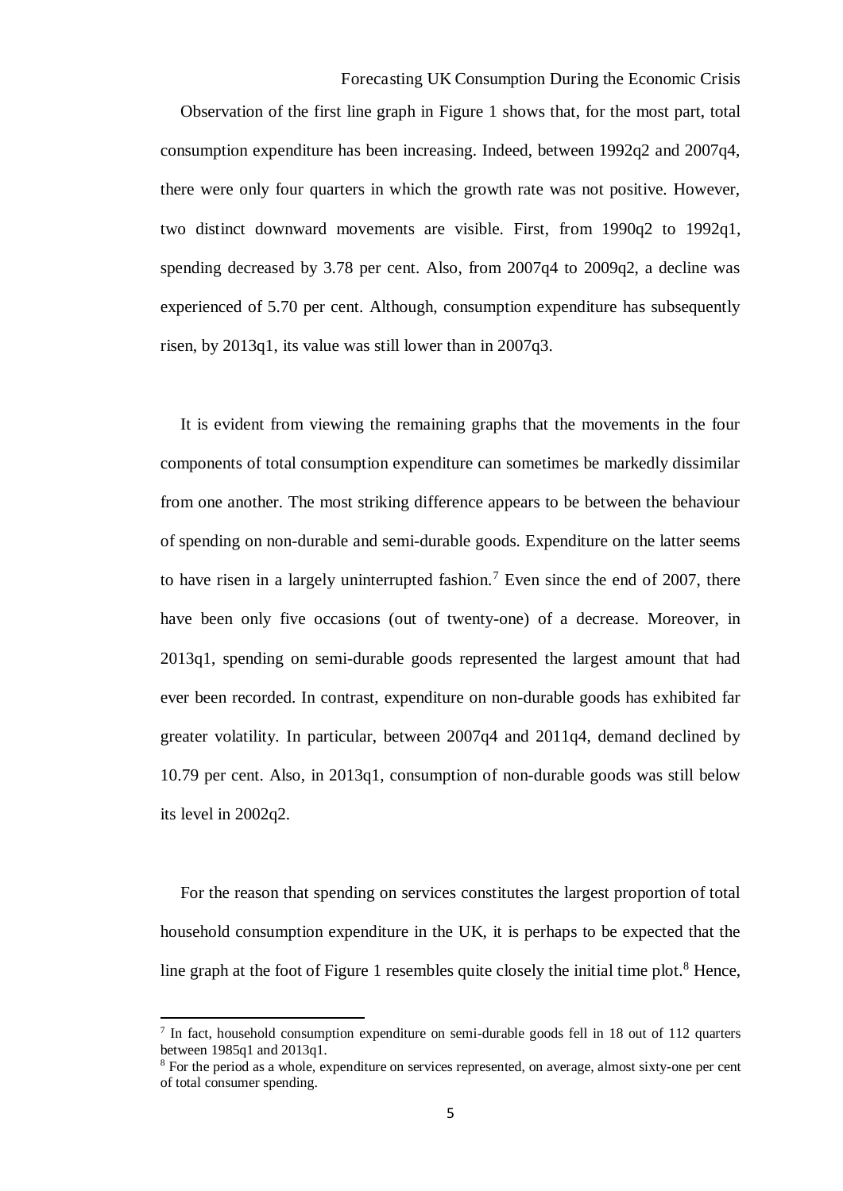Observation of the first line graph in Figure 1 shows that, for the most part, total consumption expenditure has been increasing. Indeed, between 1992q2 and 2007q4, there were only four quarters in which the growth rate was not positive. However, two distinct downward movements are visible. First, from 1990q2 to 1992q1, spending decreased by 3.78 per cent. Also, from 2007q4 to 2009q2, a decline was experienced of 5.70 per cent. Although, consumption expenditure has subsequently risen, by 2013q1, its value was still lower than in 2007q3.

It is evident from viewing the remaining graphs that the movements in the four components of total consumption expenditure can sometimes be markedly dissimilar from one another. The most striking difference appears to be between the behaviour of spending on non-durable and semi-durable goods. Expenditure on the latter seems to have risen in a largely uninterrupted fashion.[7] Even since the end of 2007, there have been only five occasions (out of twenty-one) of a decrease. Moreover, in 2013q1, spending on semi-durable goods represented the largest amount that had ever been recorded. In contrast, expenditure on non-durable goods has exhibited far greater volatility. In particular, between 2007q4 and 2011q4, demand declined by 10.79 per cent. Also, in 2013q1, consumption of non-durable goods was still below its level in 2002q2.

For the reason that spending on services constitutes the largest proportion of total household consumption expenditure in the UK, it is perhaps to be expected that the line graph at the foot of Figure 1 resembles quite closely the initial time plot.[8] Hence,

[7] In fact, household consumption expenditure on semi-durable goods fell in 18 out of 112 quarters between 1985q1 and 2013q1.

[8] For the period as a whole, expenditure on services represented, on average, almost sixty-one per cent of total consumer spending.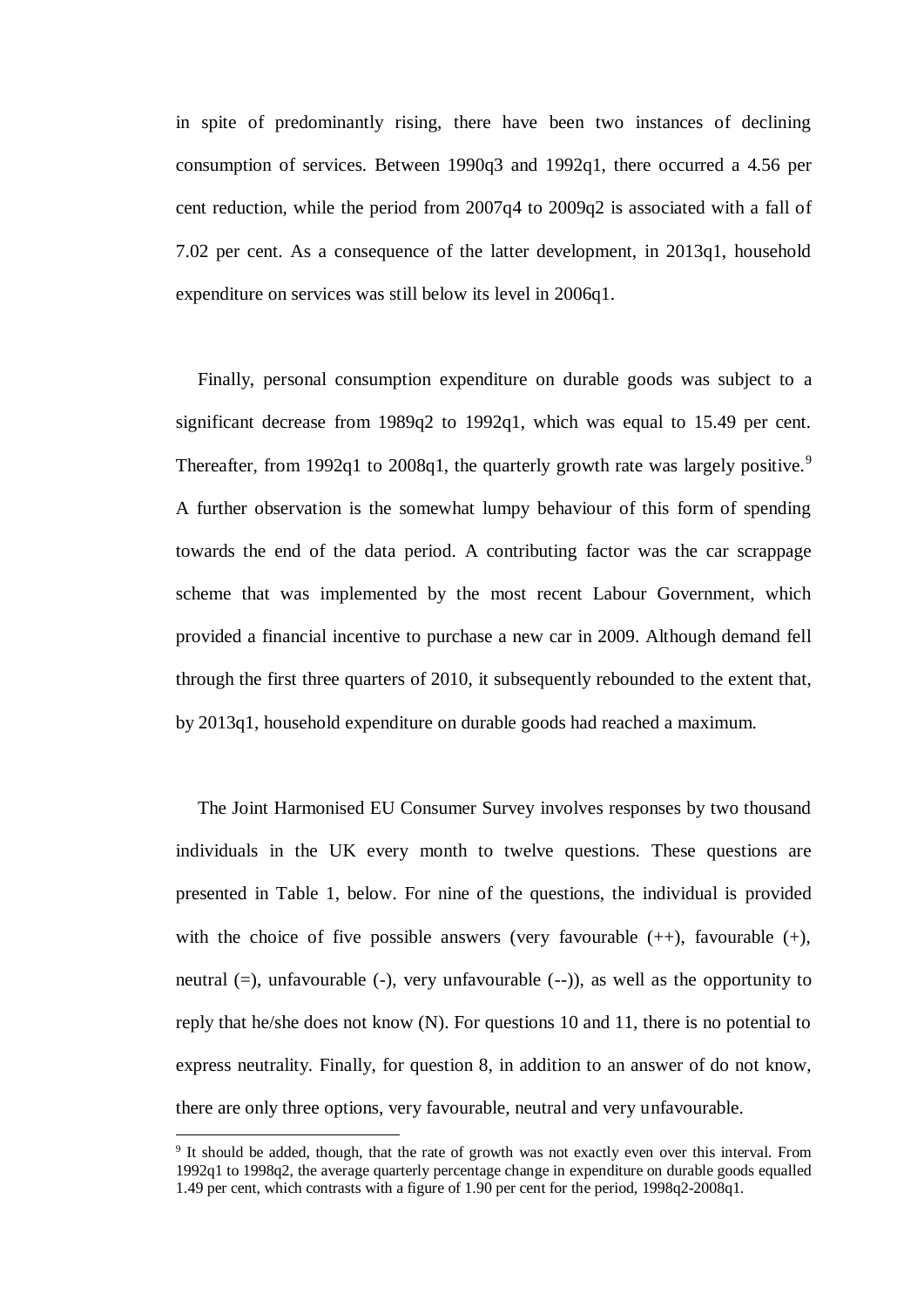in spite of predominantly rising, there have been two instances of declining consumption of services. Between 1990q3 and 1992q1, there occurred a 4.56 per cent reduction, while the period from 2007q4 to 2009q2 is associated with a fall of 7.02 per cent. As a consequence of the latter development, in 2013q1, household expenditure on services was still below its level in 2006q1.

Finally, personal consumption expenditure on durable goods was subject to a significant decrease from 1989q2 to 1992q1, which was equal to 15.49 per cent. Thereafter, from 1992q1 to 2008q1, the quarterly growth rate was largely positive.[9] A further observation is the somewhat lumpy behaviour of this form of spending towards the end of the data period. A contributing factor was the car scrappage scheme that was implemented by the most recent Labour Government, which provided a financial incentive to purchase a new car in 2009. Although demand fell through the first three quarters of 2010, it subsequently rebounded to the extent that, by 2013q1, household expenditure on durable goods had reached a maximum.

The Joint Harmonised EU Consumer Survey involves responses by two thousand individuals in the UK every month to twelve questions. These questions are presented in Table 1, below. For nine of the questions, the individual is provided with the choice of five possible answers (very favourable (++), favourable (+), neutral (=), unfavourable (-), very unfavourable (--)), as well as the opportunity to reply that he/she does not know (N). For questions 10 and 11, there is no potential to express neutrality. Finally, for question 8, in addition to an answer of do not know, there are only three options, very favourable, neutral and very unfavourable.

[9] It should be added, though, that the rate of growth was not exactly even over this interval. From 1992q1 to 1998q2, the average quarterly percentage change in expenditure on durable goods equalled 1.49 per cent, which contrasts with a figure of 1.90 per cent for the period, 1998q2-2008q1.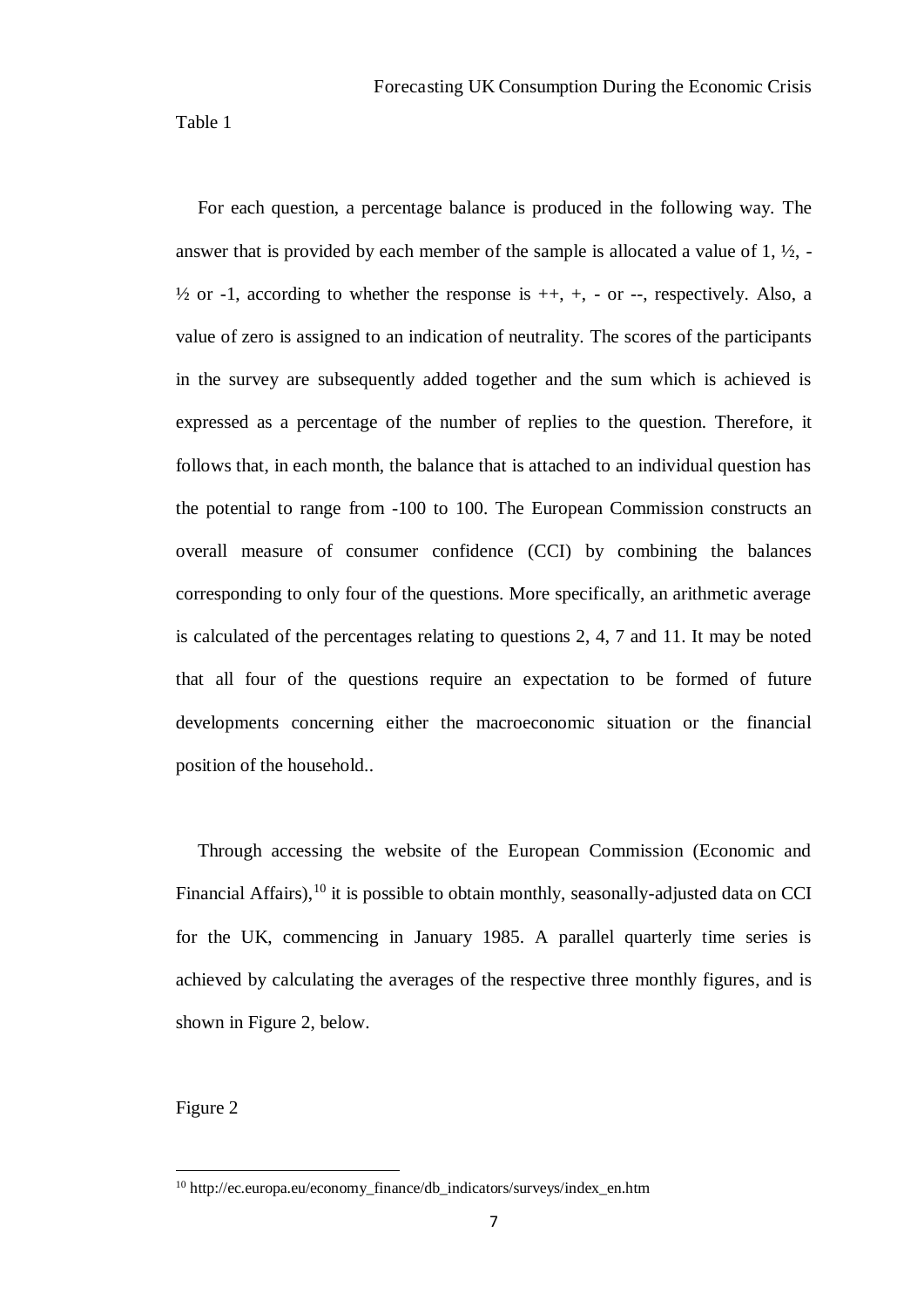Table 1

For each question, a percentage balance is produced in the following way. The answer that is provided by each member of the sample is allocated a value of 1, ½, -½ or -1, according to whether the response is ++, +, - or --, respectively. Also, a value of zero is assigned to an indication of neutrality. The scores of the participants in the survey are subsequently added together and the sum which is achieved is expressed as a percentage of the number of replies to the question. Therefore, it follows that, in each month, the balance that is attached to an individual question has the potential to range from -100 to 100. The European Commission constructs an overall measure of consumer confidence (CCI) by combining the balances corresponding to only four of the questions. More specifically, an arithmetic average is calculated of the percentages relating to questions 2, 4, 7 and 11. It may be noted that all four of the questions require an expectation to be formed of future developments concerning either the macroeconomic situation or the financial position of the household..

Through accessing the website of the European Commission (Economic and Financial Affairs),[10] it is possible to obtain monthly, seasonally-adjusted data on CCI for the UK, commencing in January 1985. A parallel quarterly time series is achieved by calculating the averages of the respective three monthly figures, and is shown in Figure 2, below.

Figure 2

[10] http://ec.europa.eu/economy_finance/db_indicators/surveys/index_en.htm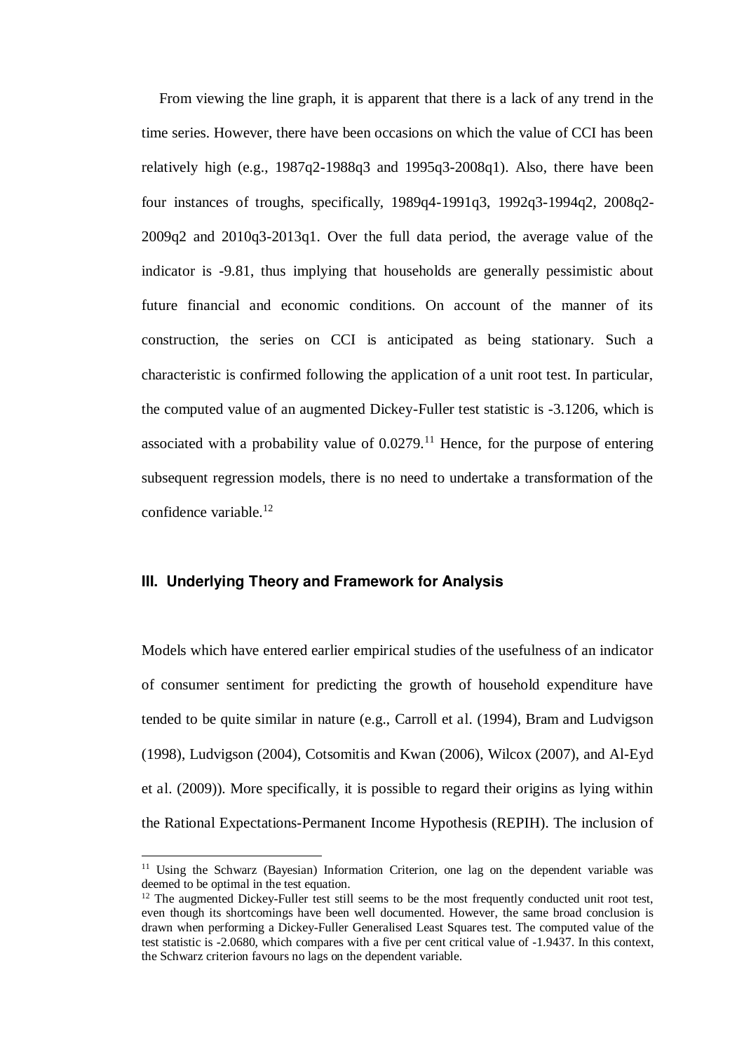From viewing the line graph, it is apparent that there is a lack of any trend in the time series. However, there have been occasions on which the value of CCI has been relatively high (e.g., 1987q2-1988q3 and 1995q3-2008q1). Also, there have been four instances of troughs, specifically, 1989q4-1991q3, 1992q3-1994q2, 2008q2-2009q2 and 2010q3-2013q1. Over the full data period, the average value of the indicator is -9.81, thus implying that households are generally pessimistic about future financial and economic conditions. On account of the manner of its construction, the series on CCI is anticipated as being stationary. Such a characteristic is confirmed following the application of a unit root test. In particular, the computed value of an augmented Dickey-Fuller test statistic is -3.1206, which is associated with a probability value of 0.0279.[11] Hence, for the purpose of entering subsequent regression models, there is no need to undertake a transformation of the confidence variable.[12]

## III. Underlying Theory and Framework for Analysis

Models which have entered earlier empirical studies of the usefulness of an indicator of consumer sentiment for predicting the growth of household expenditure have tended to be quite similar in nature (e.g., Carroll et al. (1994), Bram and Ludvigson (1998), Ludvigson (2004), Cotsomitis and Kwan (2006), Wilcox (2007), and Al-Eyd et al. (2009)). More specifically, it is possible to regard their origins as lying within the Rational Expectations-Permanent Income Hypothesis (REPIH). The inclusion of

---

[11] Using the Schwarz (Bayesian) Information Criterion, one lag on the dependent variable was deemed to be optimal in the test equation.

[12] The augmented Dickey-Fuller test still seems to be the most frequently conducted unit root test, even though its shortcomings have been well documented. However, the same broad conclusion is drawn when performing a Dickey-Fuller Generalised Least Squares test. The computed value of the test statistic is -2.0680, which compares with a five per cent critical value of -1.9437. In this context, the Schwarz criterion favours no lags on the dependent variable.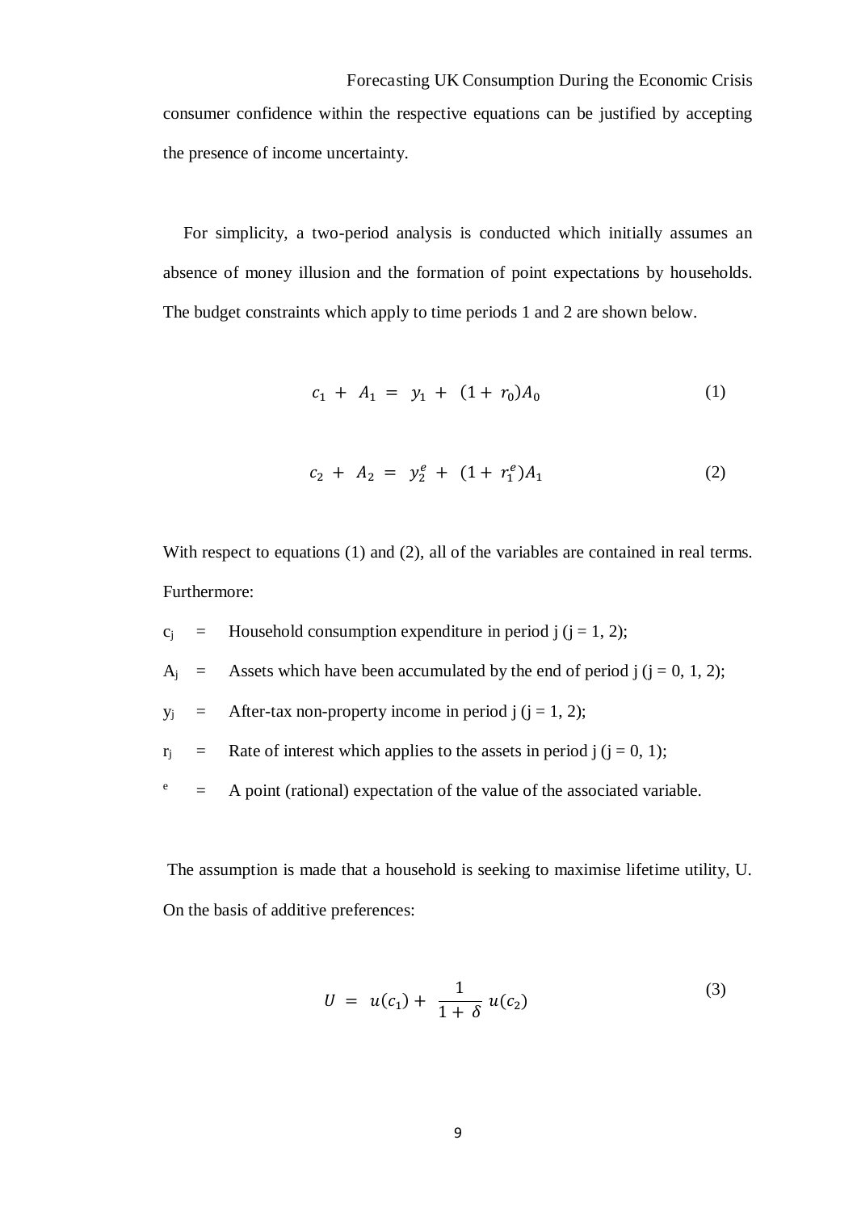consumer confidence within the respective equations can be justified by accepting the presence of income uncertainty.

For simplicity, a two-period analysis is conducted which initially assumes an absence of money illusion and the formation of point expectations by households. The budget constraints which apply to time periods 1 and 2 are shown below.

$$c_1 + A_1 = y_1 + (1 + r_0)A_0 \tag{1}$$

$$c_2 + A_2 = y_2^e + (1 + r_1^e)A_1 \tag{2}$$

With respect to equations (1) and (2), all of the variables are contained in real terms. Furthermore:

$c_j$ = Household consumption expenditure in period j (j = 1, 2);

$A_j$ = Assets which have been accumulated by the end of period j (j = 0, 1, 2);

$y_j$ = After-tax non-property income in period j (j = 1, 2);

$r_j$ = Rate of interest which applies to the assets in period j (j = 0, 1);

$^e$ = A point (rational) expectation of the value of the associated variable.

The assumption is made that a household is seeking to maximise lifetime utility, U. On the basis of additive preferences:

$$U = u(c_1) + \frac{1}{1 + \delta} u(c_2) \tag{3}$$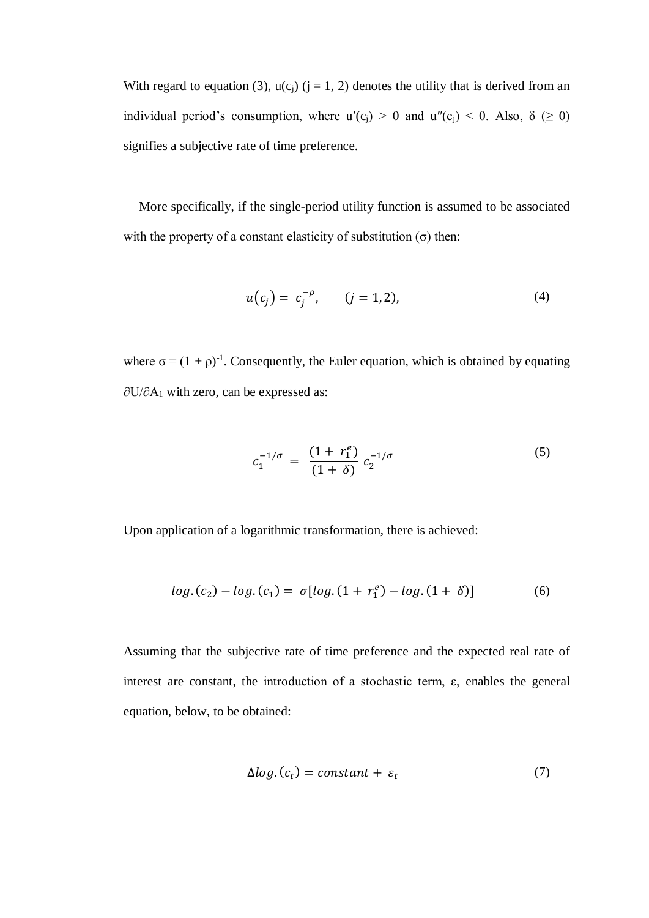With regard to equation (3), $u(c_j)$ ($j = 1, 2$) denotes the utility that is derived from an individual period's consumption, where $u'(c_j) > 0$ and $u''(c_j) < 0$. Also, $\delta$ ($\geq 0$) signifies a subjective rate of time preference.

More specifically, if the single-period utility function is assumed to be associated with the property of a constant elasticity of substitution ($\sigma$) then:

$$u(c_j) = c_j^{-\rho}, \qquad (j = 1, 2), \tag{4}$$

where $\sigma = (1 + \rho)^{-1}$. Consequently, the Euler equation, which is obtained by equating $\partial U / \partial A_1$ with zero, can be expressed as:

$$c_1^{-1/\sigma} = \frac{(1 + r_1^e)}{(1 + \delta)} c_2^{-1/\sigma} \tag{5}$$

Upon application of a logarithmic transformation, there is achieved:

$$log.(c_2) - log.(c_1) = \sigma[log.(1 + r_1^e) - log.(1 + \delta)] \tag{6}$$

Assuming that the subjective rate of time preference and the expected real rate of interest are constant, the introduction of a stochastic term, $\varepsilon$, enables the general equation, below, to be obtained:

$$\Delta log.(c_t) = constant + \varepsilon_t \tag{7}$$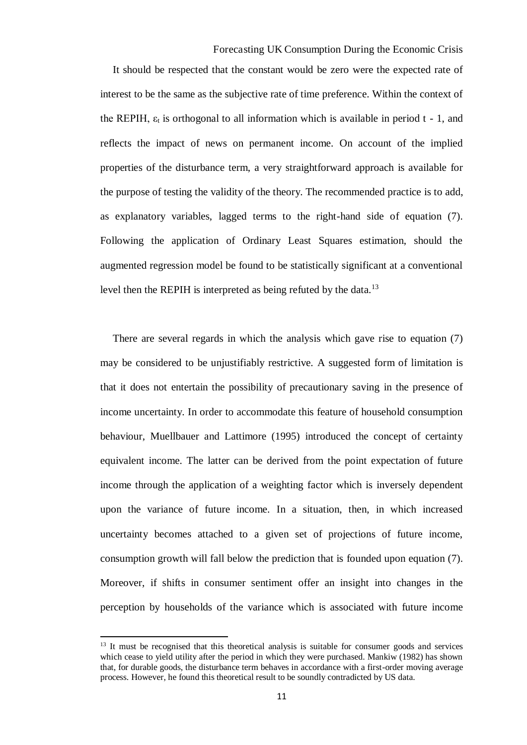It should be respected that the constant would be zero were the expected rate of interest to be the same as the subjective rate of time preference. Within the context of the REPIH, $\varepsilon_t$ is orthogonal to all information which is available in period t - 1, and reflects the impact of news on permanent income. On account of the implied properties of the disturbance term, a very straightforward approach is available for the purpose of testing the validity of the theory. The recommended practice is to add, as explanatory variables, lagged terms to the right-hand side of equation (7). Following the application of Ordinary Least Squares estimation, should the augmented regression model be found to be statistically significant at a conventional level then the REPIH is interpreted as being refuted by the data.[13]

There are several regards in which the analysis which gave rise to equation (7) may be considered to be unjustifiably restrictive. A suggested form of limitation is that it does not entertain the possibility of precautionary saving in the presence of income uncertainty. In order to accommodate this feature of household consumption behaviour, Muellbauer and Lattimore (1995) introduced the concept of certainty equivalent income. The latter can be derived from the point expectation of future income through the application of a weighting factor which is inversely dependent upon the variance of future income. In a situation, then, in which increased uncertainty becomes attached to a given set of projections of future income, consumption growth will fall below the prediction that is founded upon equation (7). Moreover, if shifts in consumer sentiment offer an insight into changes in the perception by households of the variance which is associated with future income

[13] It must be recognised that this theoretical analysis is suitable for consumer goods and services which cease to yield utility after the period in which they were purchased. Mankiw (1982) has shown that, for durable goods, the disturbance term behaves in accordance with a first-order moving average process. However, he found this theoretical result to be soundly contradicted by US data.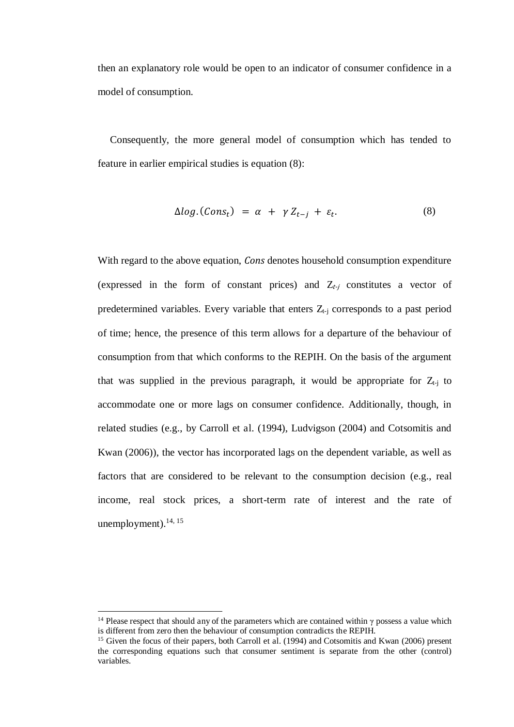then an explanatory role would be open to an indicator of consumer confidence in a model of consumption.

Consequently, the more general model of consumption which has tended to feature in earlier empirical studies is equation (8):

$$\Delta log.(Cons_t) = \alpha + \gamma Z_{t-j} + \varepsilon_t. \tag{8}$$

With regard to the above equation, *Cons* denotes household consumption expenditure (expressed in the form of constant prices) and $Z_{t-j}$ constitutes a vector of predetermined variables. Every variable that enters $Z_{t-j}$ corresponds to a past period of time; hence, the presence of this term allows for a departure of the behaviour of consumption from that which conforms to the REPIH. On the basis of the argument that was supplied in the previous paragraph, it would be appropriate for $Z_{t-j}$ to accommodate one or more lags on consumer confidence. Additionally, though, in related studies (e.g., by Carroll et al. (1994), Ludvigson (2004) and Cotsomitis and Kwan (2006)), the vector has incorporated lags on the dependent variable, as well as factors that are considered to be relevant to the consumption decision (e.g., real income, real stock prices, a short-term rate of interest and the rate of unemployment).[14, 15]

---

[14] Please respect that should any of the parameters which are contained within $\gamma$ possess a value which is different from zero then the behaviour of consumption contradicts the REPIH.

[15] Given the focus of their papers, both Carroll et al. (1994) and Cotsomitis and Kwan (2006) present the corresponding equations such that consumer sentiment is separate from the other (control) variables.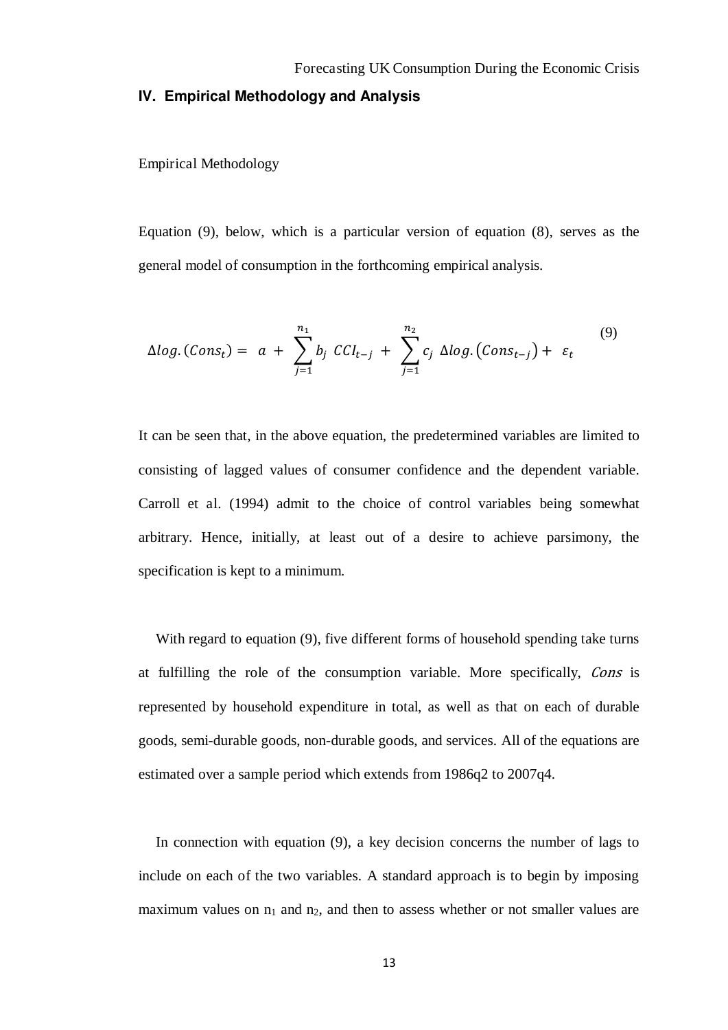## IV. Empirical Methodology and Analysis

Empirical Methodology

Equation (9), below, which is a particular version of equation (8), serves as the general model of consumption in the forthcoming empirical analysis.

$$\Delta log.(Cons_t) = a + \sum_{j=1}^{n_1} b_j \; CCI_{t-j} + \sum_{j=1}^{n_2} c_j \; \Delta log.\left(Cons_{t-j}\right) + \varepsilon_t \tag{9}$$

It can be seen that, in the above equation, the predetermined variables are limited to consisting of lagged values of consumer confidence and the dependent variable. Carroll et al. (1994) admit to the choice of control variables being somewhat arbitrary. Hence, initially, at least out of a desire to achieve parsimony, the specification is kept to a minimum.

With regard to equation (9), five different forms of household spending take turns at fulfilling the role of the consumption variable. More specifically, $Cons$ is represented by household expenditure in total, as well as that on each of durable goods, semi-durable goods, non-durable goods, and services. All of the equations are estimated over a sample period which extends from 1986q2 to 2007q4.

In connection with equation (9), a key decision concerns the number of lags to include on each of the two variables. A standard approach is to begin by imposing maximum values on $n_1$ and $n_2$, and then to assess whether or not smaller values are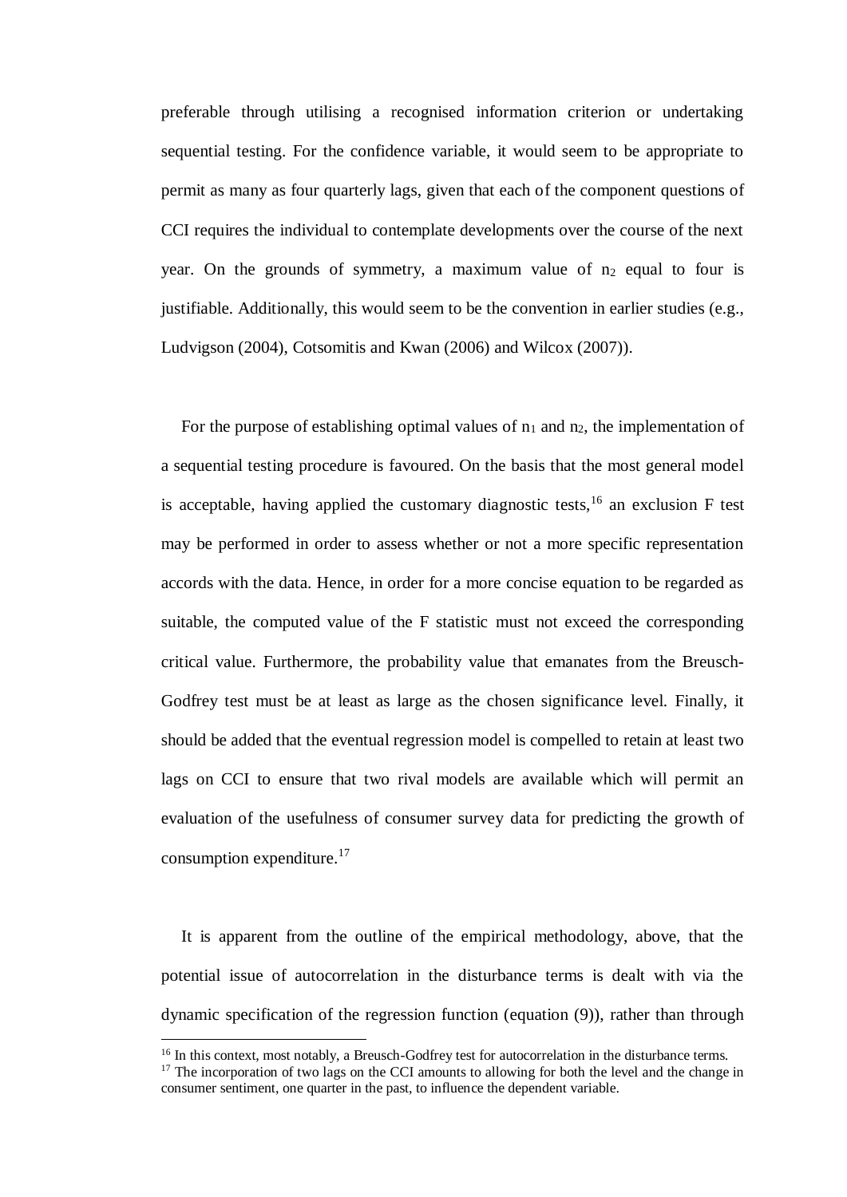preferable through utilising a recognised information criterion or undertaking sequential testing. For the confidence variable, it would seem to be appropriate to permit as many as four quarterly lags, given that each of the component questions of CCI requires the individual to contemplate developments over the course of the next year. On the grounds of symmetry, a maximum value of $n_2$ equal to four is justifiable. Additionally, this would seem to be the convention in earlier studies (e.g., Ludvigson (2004), Cotsomitis and Kwan (2006) and Wilcox (2007)).

For the purpose of establishing optimal values of $n_1$ and $n_2$, the implementation of a sequential testing procedure is favoured. On the basis that the most general model is acceptable, having applied the customary diagnostic tests,[16] an exclusion F test may be performed in order to assess whether or not a more specific representation accords with the data. Hence, in order for a more concise equation to be regarded as suitable, the computed value of the F statistic must not exceed the corresponding critical value. Furthermore, the probability value that emanates from the Breusch-Godfrey test must be at least as large as the chosen significance level. Finally, it should be added that the eventual regression model is compelled to retain at least two lags on CCI to ensure that two rival models are available which will permit an evaluation of the usefulness of consumer survey data for predicting the growth of consumption expenditure.[17]

It is apparent from the outline of the empirical methodology, above, that the potential issue of autocorrelation in the disturbance terms is dealt with via the dynamic specification of the regression function (equation (9)), rather than through

[16] In this context, most notably, a Breusch-Godfrey test for autocorrelation in the disturbance terms.

[17] The incorporation of two lags on the CCI amounts to allowing for both the level and the change in consumer sentiment, one quarter in the past, to influence the dependent variable.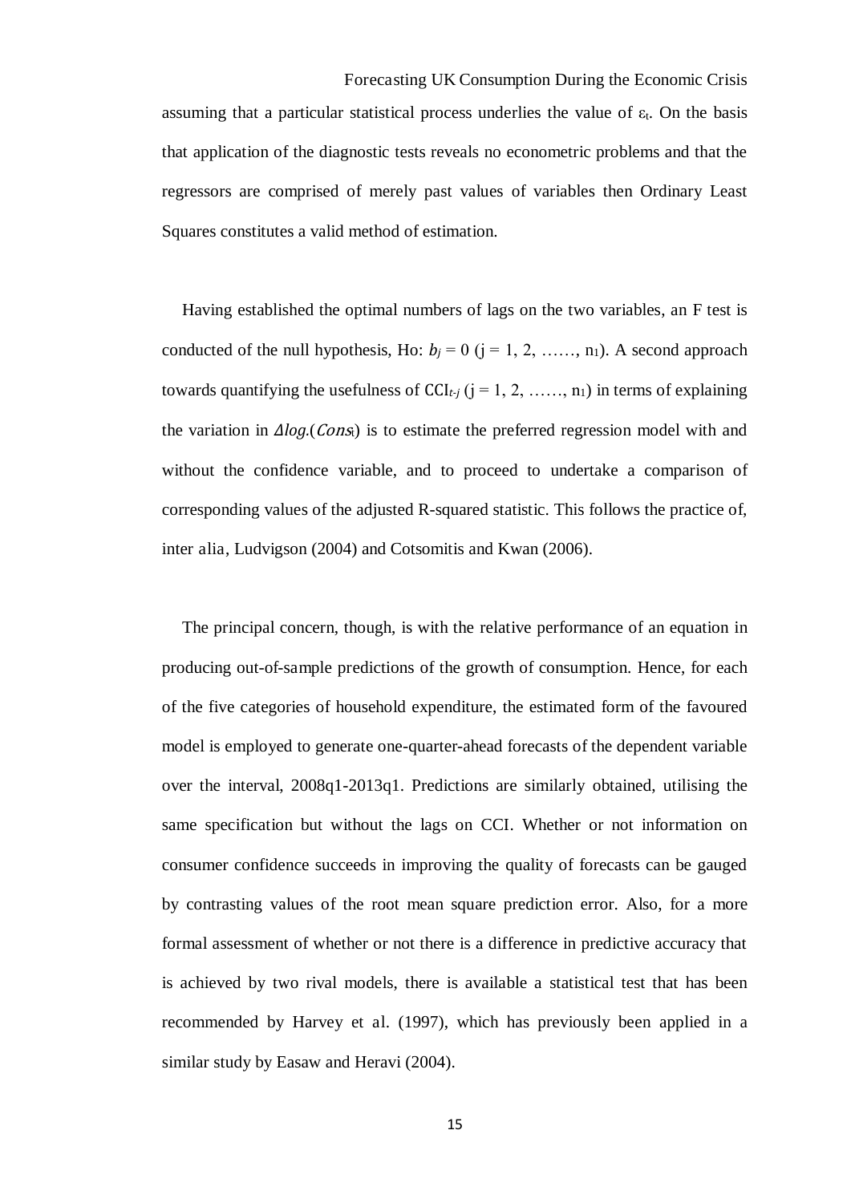assuming that a particular statistical process underlies the value of $\varepsilon_t$. On the basis that application of the diagnostic tests reveals no econometric problems and that the regressors are comprised of merely past values of variables then Ordinary Least Squares constitutes a valid method of estimation.

Having established the optimal numbers of lags on the two variables, an F test is conducted of the null hypothesis, Ho: $b_j = 0$ (j = 1, 2, ……, $n_1$). A second approach towards quantifying the usefulness of $CCI_{t-j}$ (j = 1, 2, ……, $n_1$) in terms of explaining the variation in $\Delta log.(Cons_t)$ is to estimate the preferred regression model with and without the confidence variable, and to proceed to undertake a comparison of corresponding values of the adjusted R-squared statistic. This follows the practice of, inter alia, Ludvigson (2004) and Cotsomitis and Kwan (2006).

The principal concern, though, is with the relative performance of an equation in producing out-of-sample predictions of the growth of consumption. Hence, for each of the five categories of household expenditure, the estimated form of the favoured model is employed to generate one-quarter-ahead forecasts of the dependent variable over the interval, 2008q1-2013q1. Predictions are similarly obtained, utilising the same specification but without the lags on CCI. Whether or not information on consumer confidence succeeds in improving the quality of forecasts can be gauged by contrasting values of the root mean square prediction error. Also, for a more formal assessment of whether or not there is a difference in predictive accuracy that is achieved by two rival models, there is available a statistical test that has been recommended by Harvey et al. (1997), which has previously been applied in a similar study by Easaw and Heravi (2004).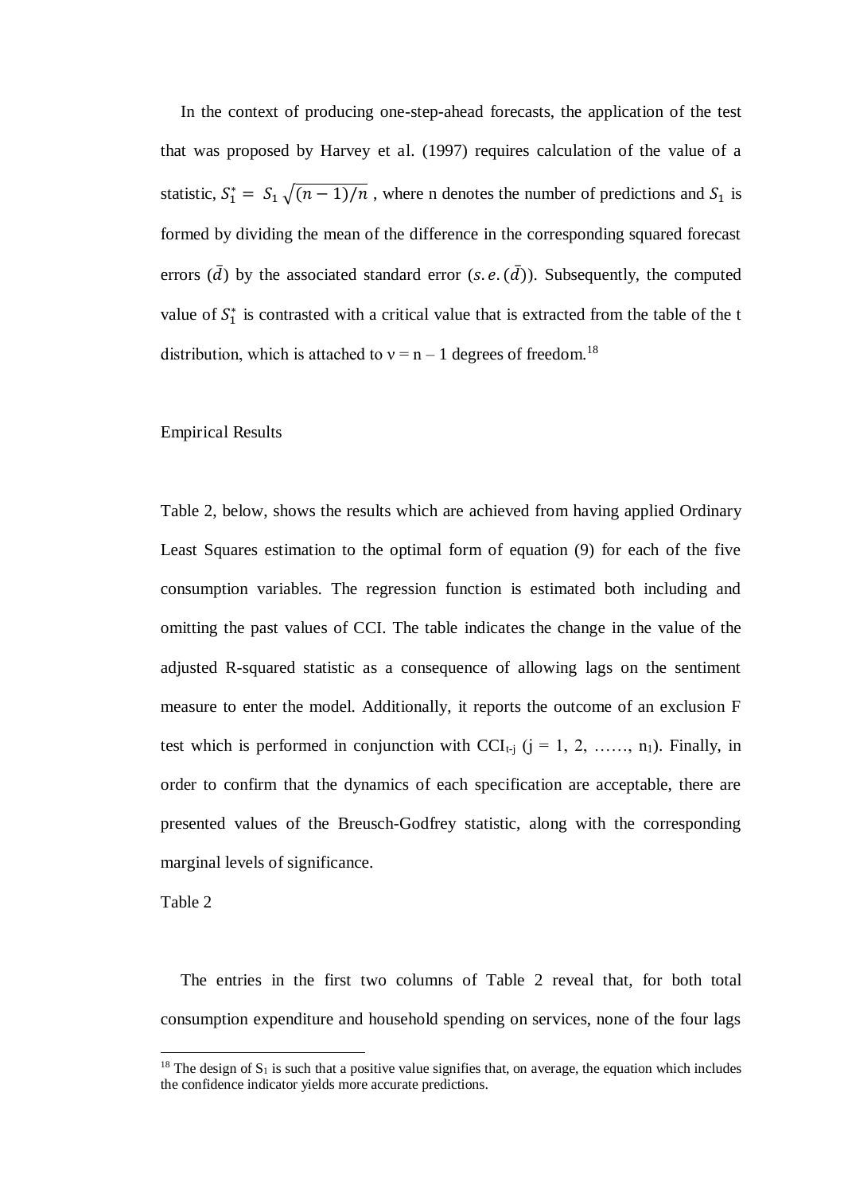In the context of producing one-step-ahead forecasts, the application of the test that was proposed by Harvey et al. (1997) requires calculation of the value of a statistic, $S_1^* = S_1\sqrt{(n-1)/n}$ , where n denotes the number of predictions and $S_1$ is formed by dividing the mean of the difference in the corresponding squared forecast errors ($\bar{d}$) by the associated standard error ($s.e.(\bar{d})$). Subsequently, the computed value of $S_1^*$ is contrasted with a critical value that is extracted from the table of the t distribution, which is attached to $\nu = n - 1$ degrees of freedom.[18]

## Empirical Results

Table 2, below, shows the results which are achieved from having applied Ordinary Least Squares estimation to the optimal form of equation (9) for each of the five consumption variables. The regression function is estimated both including and omitting the past values of CCI. The table indicates the change in the value of the adjusted R-squared statistic as a consequence of allowing lags on the sentiment measure to enter the model. Additionally, it reports the outcome of an exclusion F test which is performed in conjunction with $CCI_{t-j}$ ($j = 1, 2, \ldots\ldots, n_1$). Finally, in order to confirm that the dynamics of each specification are acceptable, there are presented values of the Breusch-Godfrey statistic, along with the corresponding marginal levels of significance.

Table 2

The entries in the first two columns of Table 2 reveal that, for both total consumption expenditure and household spending on services, none of the four lags

[18] The design of $S_1$ is such that a positive value signifies that, on average, the equation which includes the confidence indicator yields more accurate predictions.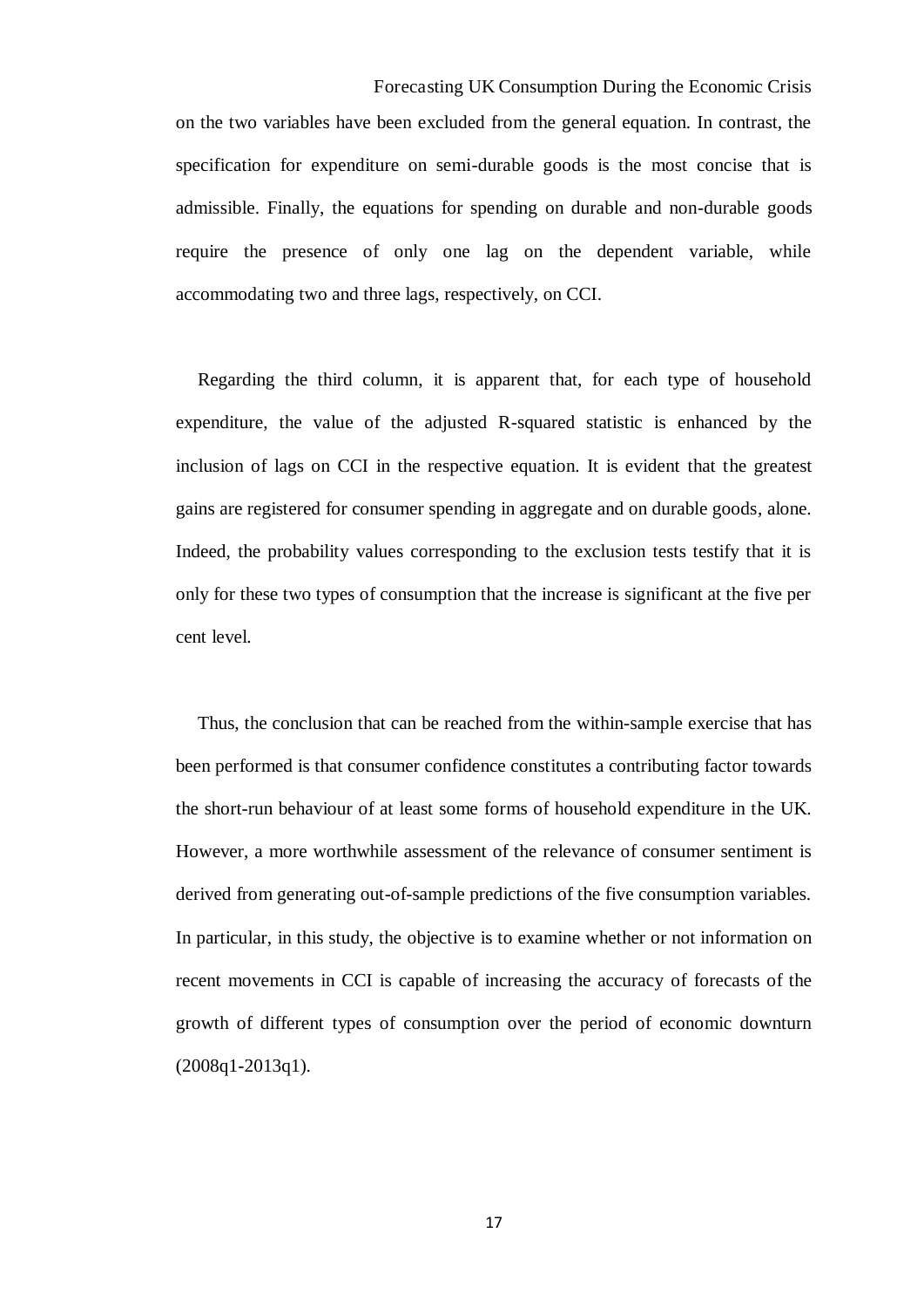on the two variables have been excluded from the general equation. In contrast, the specification for expenditure on semi-durable goods is the most concise that is admissible. Finally, the equations for spending on durable and non-durable goods require the presence of only one lag on the dependent variable, while accommodating two and three lags, respectively, on CCI.

Regarding the third column, it is apparent that, for each type of household expenditure, the value of the adjusted R-squared statistic is enhanced by the inclusion of lags on CCI in the respective equation. It is evident that the greatest gains are registered for consumer spending in aggregate and on durable goods, alone. Indeed, the probability values corresponding to the exclusion tests testify that it is only for these two types of consumption that the increase is significant at the five per cent level.

Thus, the conclusion that can be reached from the within-sample exercise that has been performed is that consumer confidence constitutes a contributing factor towards the short-run behaviour of at least some forms of household expenditure in the UK. However, a more worthwhile assessment of the relevance of consumer sentiment is derived from generating out-of-sample predictions of the five consumption variables. In particular, in this study, the objective is to examine whether or not information on recent movements in CCI is capable of increasing the accuracy of forecasts of the growth of different types of consumption over the period of economic downturn (2008q1-2013q1).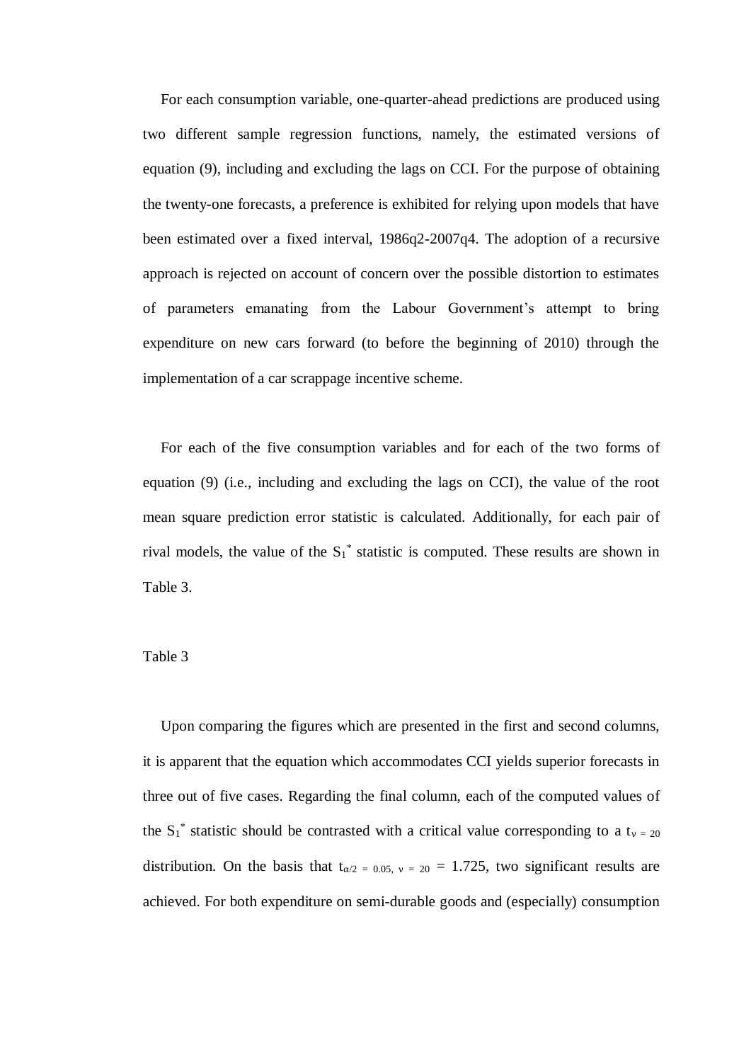For each consumption variable, one-quarter-ahead predictions are produced using two different sample regression functions, namely, the estimated versions of equation (9), including and excluding the lags on CCI. For the purpose of obtaining the twenty-one forecasts, a preference is exhibited for relying upon models that have been estimated over a fixed interval, 1986q2-2007q4. The adoption of a recursive approach is rejected on account of concern over the possible distortion to estimates of parameters emanating from the Labour Government's attempt to bring expenditure on new cars forward (to before the beginning of 2010) through the implementation of a car scrappage incentive scheme.

For each of the five consumption variables and for each of the two forms of equation (9) (i.e., including and excluding the lags on CCI), the value of the root mean square prediction error statistic is calculated. Additionally, for each pair of rival models, the value of the $S_1^*$ statistic is computed. These results are shown in Table 3.

Table 3

Upon comparing the figures which are presented in the first and second columns, it is apparent that the equation which accommodates CCI yields superior forecasts in three out of five cases. Regarding the final column, each of the computed values of the $S_1^*$ statistic should be contrasted with a critical value corresponding to a $t_{\nu = 20}$ distribution. On the basis that $t_{\alpha/2 = 0.05, \nu = 20} = 1.725$, two significant results are achieved. For both expenditure on semi-durable goods and (especially) consumption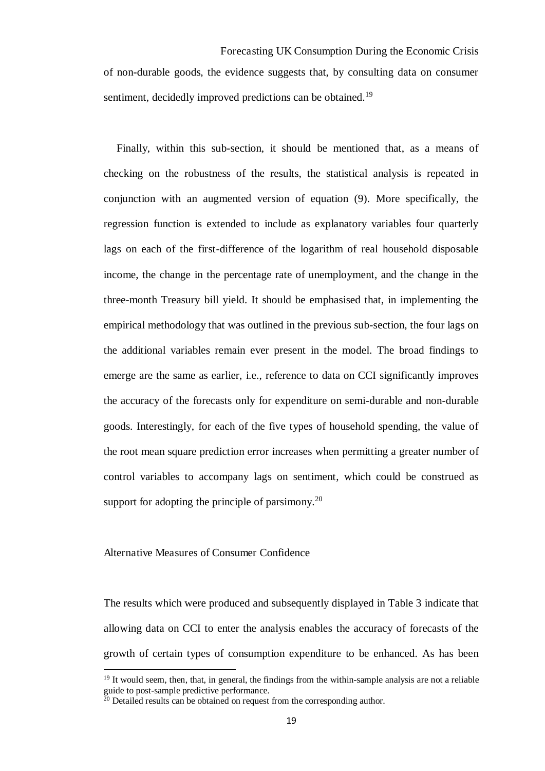of non-durable goods, the evidence suggests that, by consulting data on consumer sentiment, decidedly improved predictions can be obtained.[19]

Finally, within this sub-section, it should be mentioned that, as a means of checking on the robustness of the results, the statistical analysis is repeated in conjunction with an augmented version of equation (9). More specifically, the regression function is extended to include as explanatory variables four quarterly lags on each of the first-difference of the logarithm of real household disposable income, the change in the percentage rate of unemployment, and the change in the three-month Treasury bill yield. It should be emphasised that, in implementing the empirical methodology that was outlined in the previous sub-section, the four lags on the additional variables remain ever present in the model. The broad findings to emerge are the same as earlier, i.e., reference to data on CCI significantly improves the accuracy of the forecasts only for expenditure on semi-durable and non-durable goods. Interestingly, for each of the five types of household spending, the value of the root mean square prediction error increases when permitting a greater number of control variables to accompany lags on sentiment, which could be construed as support for adopting the principle of parsimony.[20]

## Alternative Measures of Consumer Confidence

The results which were produced and subsequently displayed in Table 3 indicate that allowing data on CCI to enter the analysis enables the accuracy of forecasts of the growth of certain types of consumption expenditure to be enhanced. As has been

[19] It would seem, then, that, in general, the findings from the within-sample analysis are not a reliable guide to post-sample predictive performance.

[20] Detailed results can be obtained on request from the corresponding author.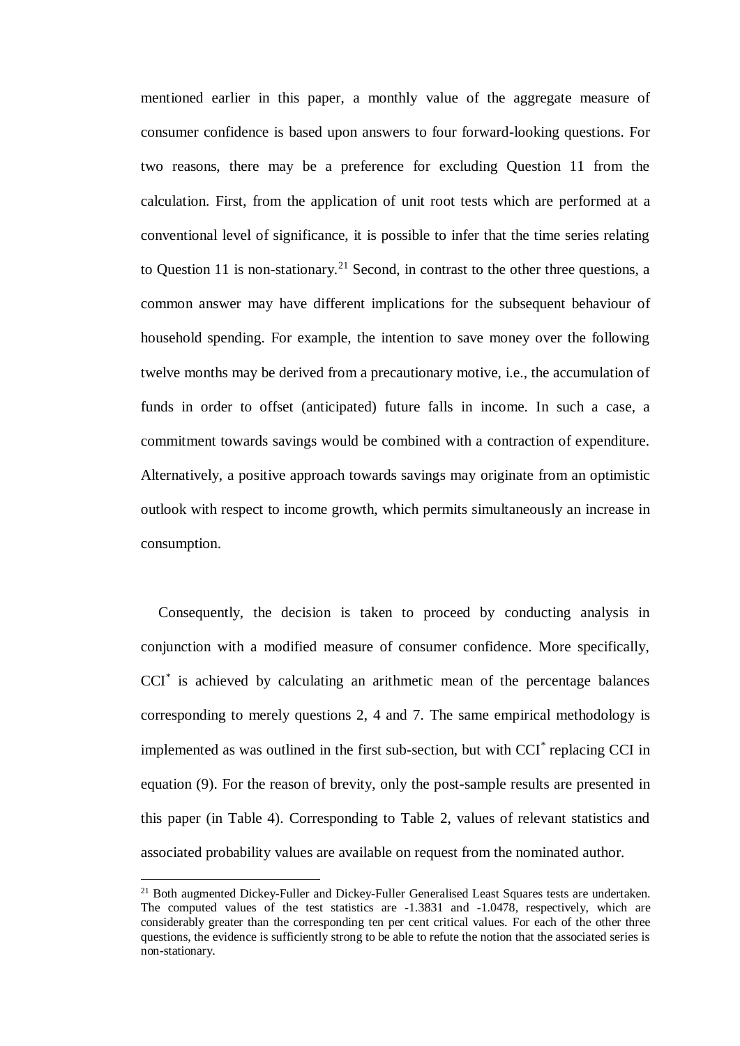mentioned earlier in this paper, a monthly value of the aggregate measure of consumer confidence is based upon answers to four forward-looking questions. For two reasons, there may be a preference for excluding Question 11 from the calculation. First, from the application of unit root tests which are performed at a conventional level of significance, it is possible to infer that the time series relating to Question 11 is non-stationary.[21] Second, in contrast to the other three questions, a common answer may have different implications for the subsequent behaviour of household spending. For example, the intention to save money over the following twelve months may be derived from a precautionary motive, i.e., the accumulation of funds in order to offset (anticipated) future falls in income. In such a case, a commitment towards savings would be combined with a contraction of expenditure. Alternatively, a positive approach towards savings may originate from an optimistic outlook with respect to income growth, which permits simultaneously an increase in consumption.

Consequently, the decision is taken to proceed by conducting analysis in conjunction with a modified measure of consumer confidence. More specifically, $CCI^*$ is achieved by calculating an arithmetic mean of the percentage balances corresponding to merely questions 2, 4 and 7. The same empirical methodology is implemented as was outlined in the first sub-section, but with $CCI^*$ replacing CCI in equation (9). For the reason of brevity, only the post-sample results are presented in this paper (in Table 4). Corresponding to Table 2, values of relevant statistics and associated probability values are available on request from the nominated author.

---

[21] Both augmented Dickey-Fuller and Dickey-Fuller Generalised Least Squares tests are undertaken. The computed values of the test statistics are -1.3831 and -1.0478, respectively, which are considerably greater than the corresponding ten per cent critical values. For each of the other three questions, the evidence is sufficiently strong to be able to refute the notion that the associated series is non-stationary.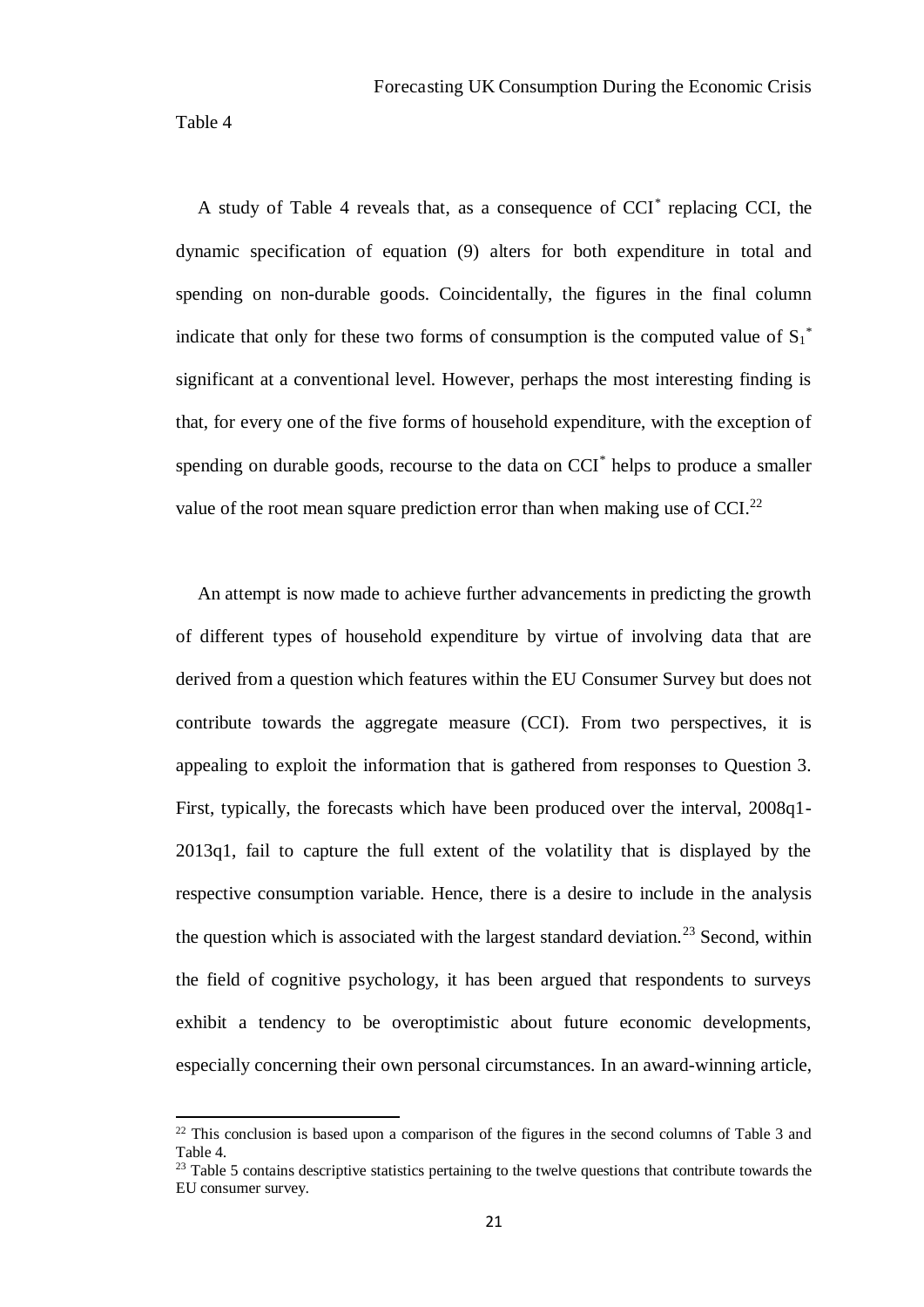Table 4

A study of Table 4 reveals that, as a consequence of $CCI^*$ replacing CCI, the dynamic specification of equation (9) alters for both expenditure in total and spending on non-durable goods. Coincidentally, the figures in the final column indicate that only for these two forms of consumption is the computed value of $S_1^*$ significant at a conventional level. However, perhaps the most interesting finding is that, for every one of the five forms of household expenditure, with the exception of spending on durable goods, recourse to the data on $CCI^*$ helps to produce a smaller value of the root mean square prediction error than when making use of CCI.[22]

An attempt is now made to achieve further advancements in predicting the growth of different types of household expenditure by virtue of involving data that are derived from a question which features within the EU Consumer Survey but does not contribute towards the aggregate measure (CCI). From two perspectives, it is appealing to exploit the information that is gathered from responses to Question 3. First, typically, the forecasts which have been produced over the interval, 2008q1-2013q1, fail to capture the full extent of the volatility that is displayed by the respective consumption variable. Hence, there is a desire to include in the analysis the question which is associated with the largest standard deviation.[23] Second, within the field of cognitive psychology, it has been argued that respondents to surveys exhibit a tendency to be overoptimistic about future economic developments, especially concerning their own personal circumstances. In an award-winning article,

[22] This conclusion is based upon a comparison of the figures in the second columns of Table 3 and Table 4.

[23] Table 5 contains descriptive statistics pertaining to the twelve questions that contribute towards the EU consumer survey.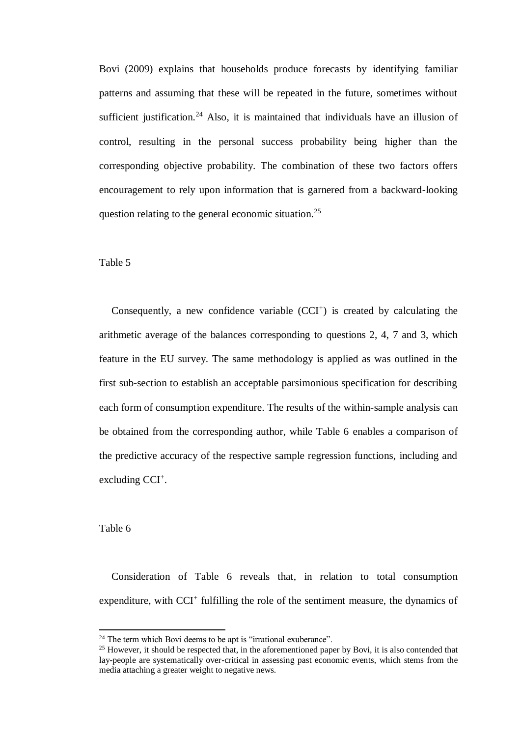Bovi (2009) explains that households produce forecasts by identifying familiar patterns and assuming that these will be repeated in the future, sometimes without sufficient justification.[24] Also, it is maintained that individuals have an illusion of control, resulting in the personal success probability being higher than the corresponding objective probability. The combination of these two factors offers encouragement to rely upon information that is garnered from a backward-looking question relating to the general economic situation.[25]

Table 5

Consequently, a new confidence variable ($CCI^{+}$) is created by calculating the arithmetic average of the balances corresponding to questions 2, 4, 7 and 3, which feature in the EU survey. The same methodology is applied as was outlined in the first sub-section to establish an acceptable parsimonious specification for describing each form of consumption expenditure. The results of the within-sample analysis can be obtained from the corresponding author, while Table 6 enables a comparison of the predictive accuracy of the respective sample regression functions, including and excluding $CCI^{+}$.

Table 6

Consideration of Table 6 reveals that, in relation to total consumption expenditure, with $CCI^{+}$ fulfilling the role of the sentiment measure, the dynamics of

---

[24] The term which Bovi deems to be apt is "irrational exuberance".

[25] However, it should be respected that, in the aforementioned paper by Bovi, it is also contended that lay-people are systematically over-critical in assessing past economic events, which stems from the media attaching a greater weight to negative news.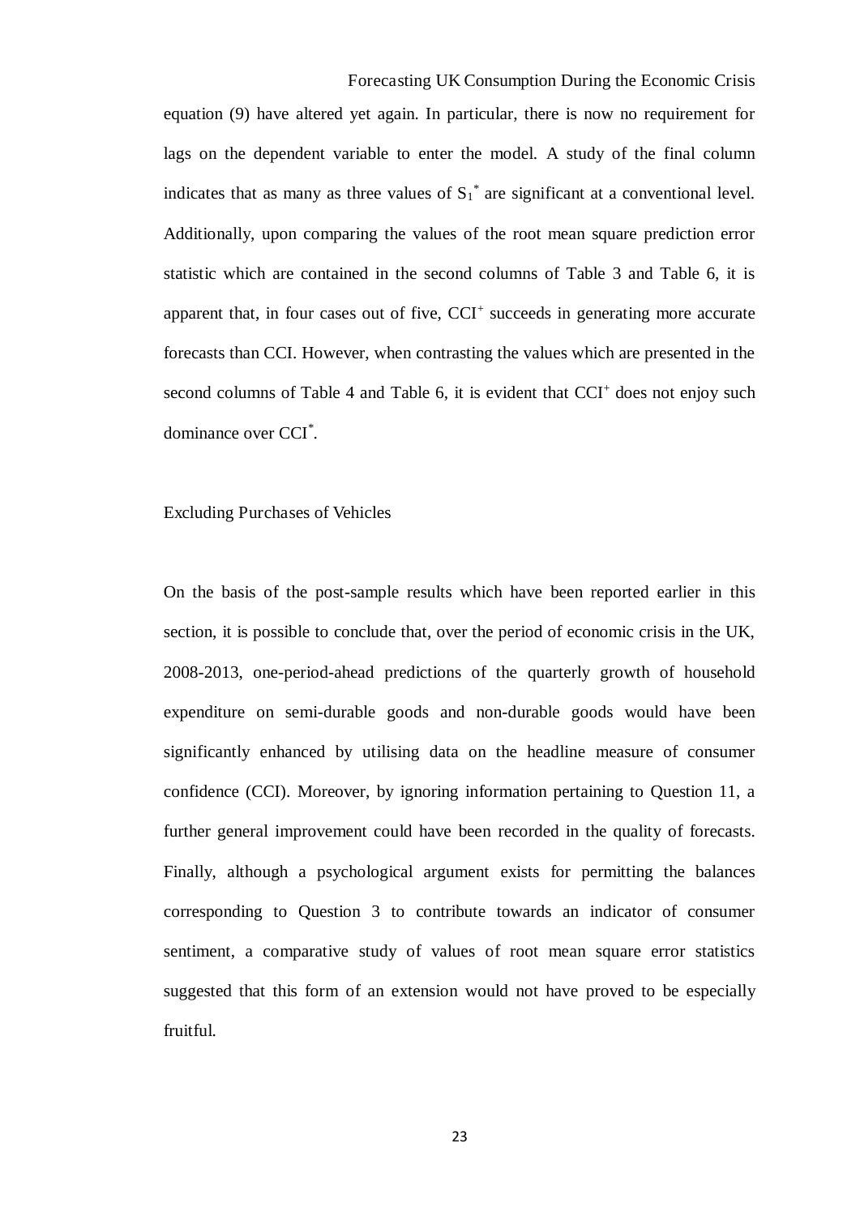equation (9) have altered yet again. In particular, there is now no requirement for lags on the dependent variable to enter the model. A study of the final column indicates that as many as three values of $S_1^*$ are significant at a conventional level. Additionally, upon comparing the values of the root mean square prediction error statistic which are contained in the second columns of Table 3 and Table 6, it is apparent that, in four cases out of five, $CCI^+$ succeeds in generating more accurate forecasts than CCI. However, when contrasting the values which are presented in the second columns of Table 4 and Table 6, it is evident that $CCI^+$ does not enjoy such dominance over $CCI^*$.

## Excluding Purchases of Vehicles

On the basis of the post-sample results which have been reported earlier in this section, it is possible to conclude that, over the period of economic crisis in the UK, 2008-2013, one-period-ahead predictions of the quarterly growth of household expenditure on semi-durable goods and non-durable goods would have been significantly enhanced by utilising data on the headline measure of consumer confidence (CCI). Moreover, by ignoring information pertaining to Question 11, a further general improvement could have been recorded in the quality of forecasts. Finally, although a psychological argument exists for permitting the balances corresponding to Question 3 to contribute towards an indicator of consumer sentiment, a comparative study of values of root mean square error statistics suggested that this form of an extension would not have proved to be especially fruitful.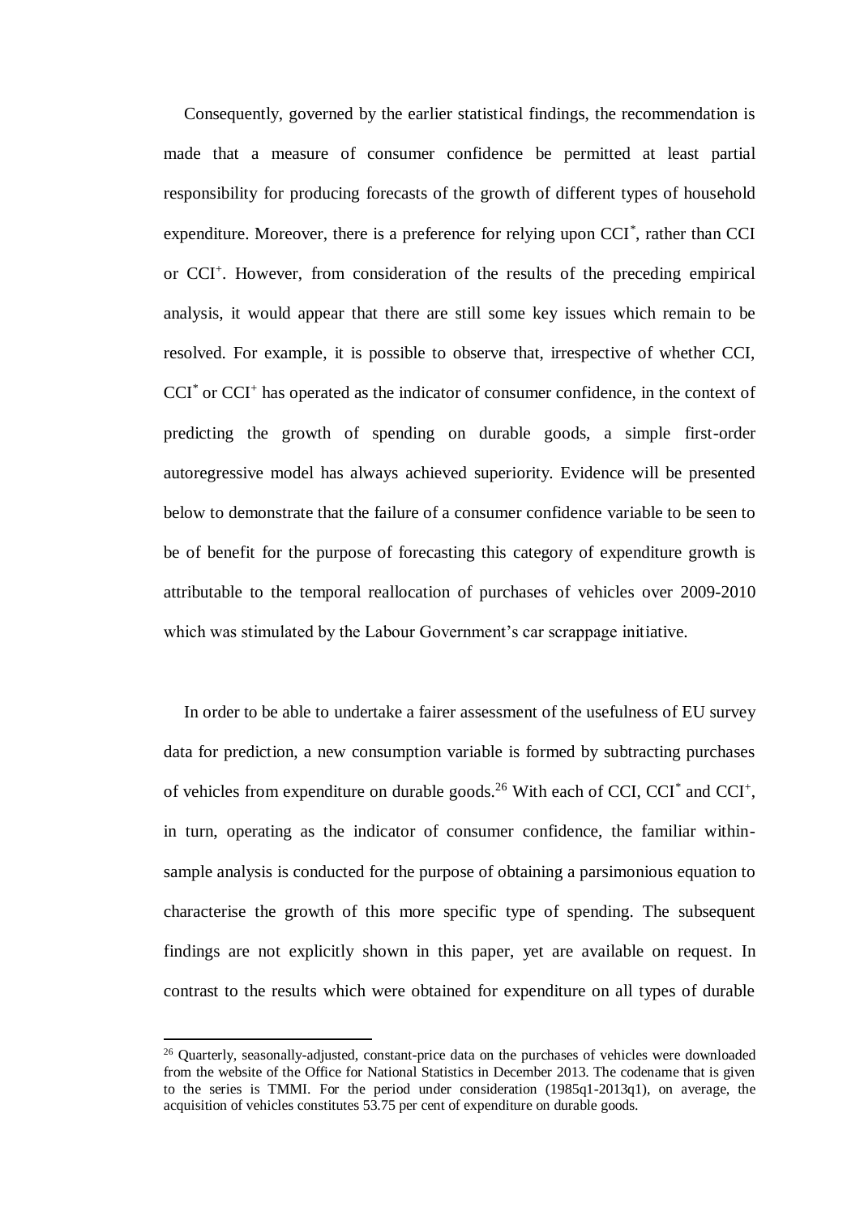Consequently, governed by the earlier statistical findings, the recommendation is made that a measure of consumer confidence be permitted at least partial responsibility for producing forecasts of the growth of different types of household expenditure. Moreover, there is a preference for relying upon $CCI^*$, rather than CCI or $CCI^+$. However, from consideration of the results of the preceding empirical analysis, it would appear that there are still some key issues which remain to be resolved. For example, it is possible to observe that, irrespective of whether CCI, $CCI^*$ or $CCI^+$ has operated as the indicator of consumer confidence, in the context of predicting the growth of spending on durable goods, a simple first-order autoregressive model has always achieved superiority. Evidence will be presented below to demonstrate that the failure of a consumer confidence variable to be seen to be of benefit for the purpose of forecasting this category of expenditure growth is attributable to the temporal reallocation of purchases of vehicles over 2009-2010 which was stimulated by the Labour Government's car scrappage initiative.

In order to be able to undertake a fairer assessment of the usefulness of EU survey data for prediction, a new consumption variable is formed by subtracting purchases of vehicles from expenditure on durable goods.[26] With each of CCI, $CCI^*$ and $CCI^+$, in turn, operating as the indicator of consumer confidence, the familiar within-sample analysis is conducted for the purpose of obtaining a parsimonious equation to characterise the growth of this more specific type of spending. The subsequent findings are not explicitly shown in this paper, yet are available on request. In contrast to the results which were obtained for expenditure on all types of durable

[26] Quarterly, seasonally-adjusted, constant-price data on the purchases of vehicles were downloaded from the website of the Office for National Statistics in December 2013. The codename that is given to the series is TMMI. For the period under consideration (1985q1-2013q1), on average, the acquisition of vehicles constitutes 53.75 per cent of expenditure on durable goods.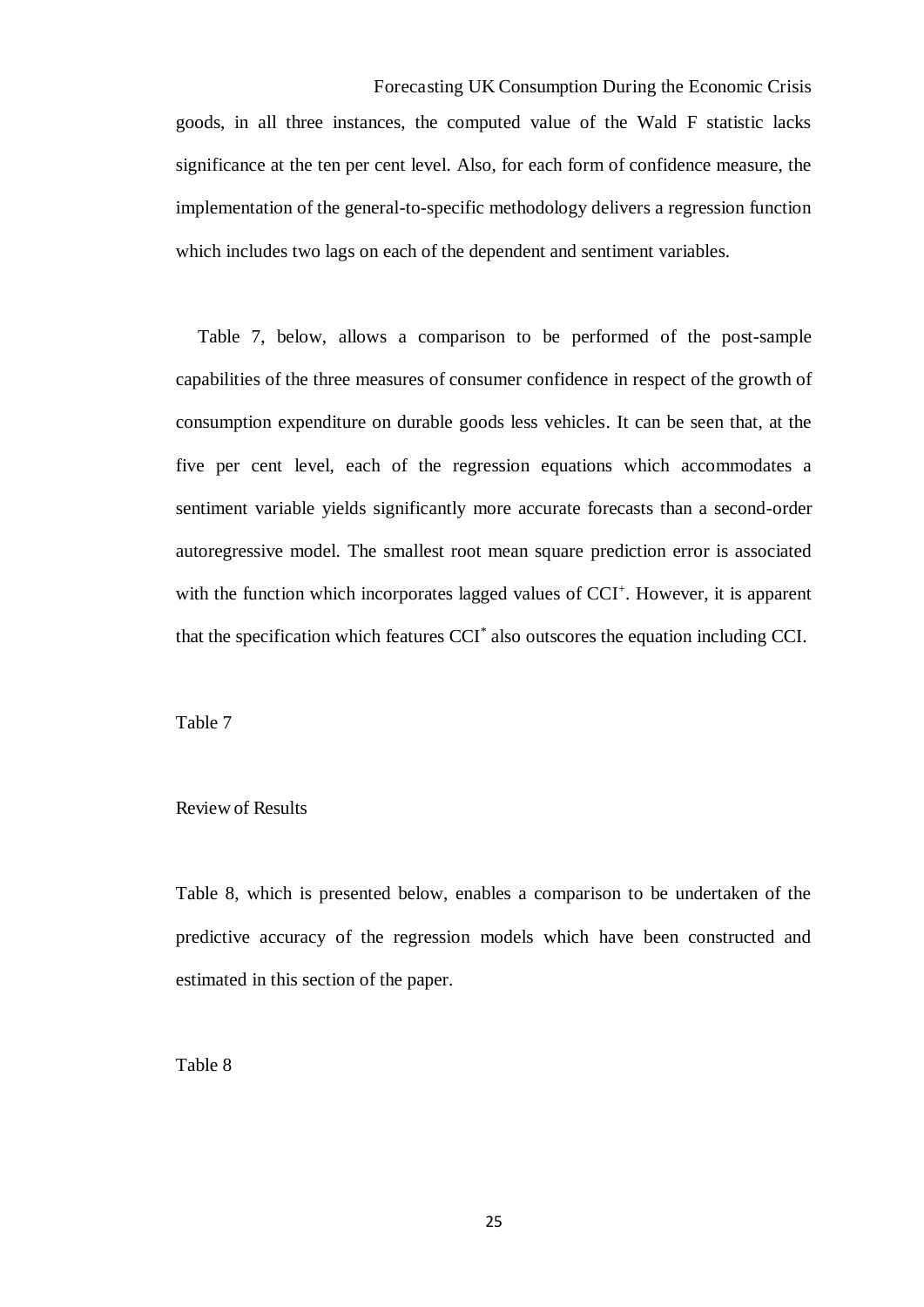goods, in all three instances, the computed value of the Wald F statistic lacks significance at the ten per cent level. Also, for each form of confidence measure, the implementation of the general-to-specific methodology delivers a regression function which includes two lags on each of the dependent and sentiment variables.

Table 7, below, allows a comparison to be performed of the post-sample capabilities of the three measures of consumer confidence in respect of the growth of consumption expenditure on durable goods less vehicles. It can be seen that, at the five per cent level, each of the regression equations which accommodates a sentiment variable yields significantly more accurate forecasts than a second-order autoregressive model. The smallest root mean square prediction error is associated with the function which incorporates lagged values of $CCI^{+}$. However, it is apparent that the specification which features $CCI^{*}$ also outscores the equation including CCI.

Table 7

## Review of Results

Table 8, which is presented below, enables a comparison to be undertaken of the predictive accuracy of the regression models which have been constructed and estimated in this section of the paper.

Table 8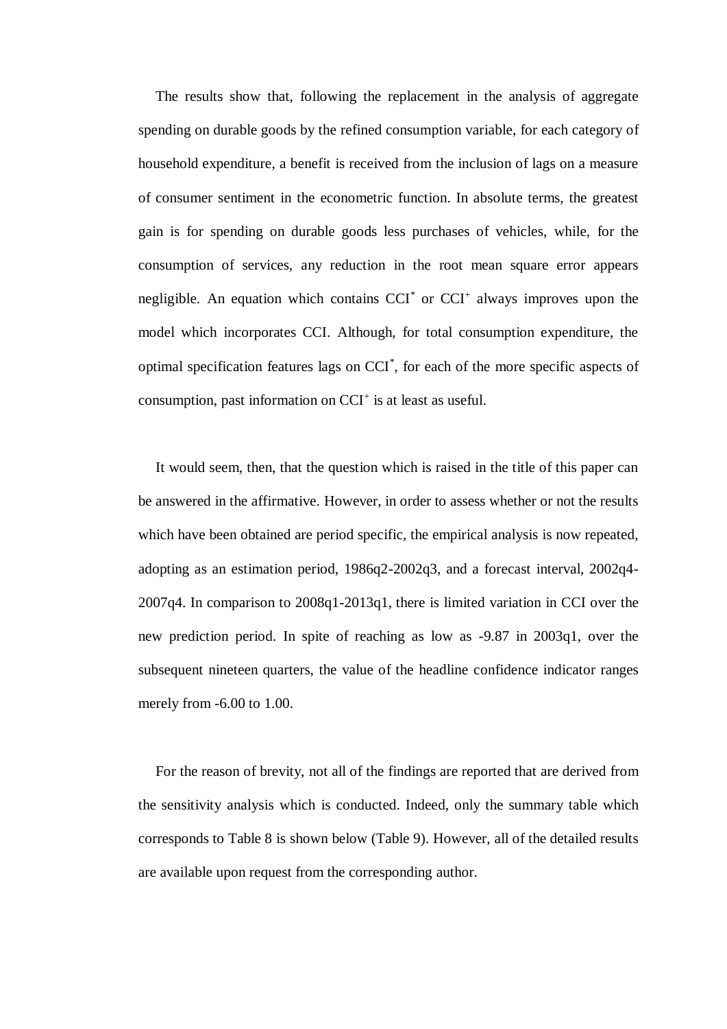The results show that, following the replacement in the analysis of aggregate spending on durable goods by the refined consumption variable, for each category of household expenditure, a benefit is received from the inclusion of lags on a measure of consumer sentiment in the econometric function. In absolute terms, the greatest gain is for spending on durable goods less purchases of vehicles, while, for the consumption of services, any reduction in the root mean square error appears negligible. An equation which contains $CCI^{*}$ or $CCI^{+}$ always improves upon the model which incorporates CCI. Although, for total consumption expenditure, the optimal specification features lags on $CCI^{*}$, for each of the more specific aspects of consumption, past information on $CCI^{+}$ is at least as useful.

It would seem, then, that the question which is raised in the title of this paper can be answered in the affirmative. However, in order to assess whether or not the results which have been obtained are period specific, the empirical analysis is now repeated, adopting as an estimation period, 1986q2-2002q3, and a forecast interval, 2002q4-2007q4. In comparison to 2008q1-2013q1, there is limited variation in CCI over the new prediction period. In spite of reaching as low as -9.87 in 2003q1, over the subsequent nineteen quarters, the value of the headline confidence indicator ranges merely from -6.00 to 1.00.

For the reason of brevity, not all of the findings are reported that are derived from the sensitivity analysis which is conducted. Indeed, only the summary table which corresponds to Table 8 is shown below (Table 9). However, all of the detailed results are available upon request from the corresponding author.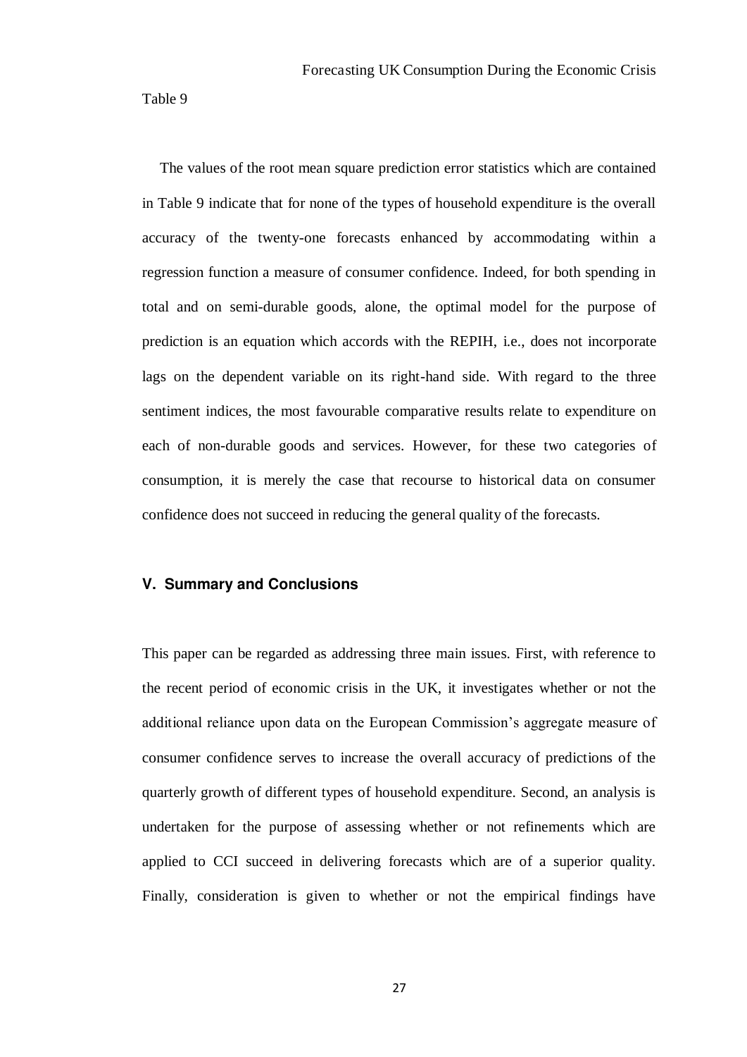Table 9

The values of the root mean square prediction error statistics which are contained in Table 9 indicate that for none of the types of household expenditure is the overall accuracy of the twenty-one forecasts enhanced by accommodating within a regression function a measure of consumer confidence. Indeed, for both spending in total and on semi-durable goods, alone, the optimal model for the purpose of prediction is an equation which accords with the REPIH, i.e., does not incorporate lags on the dependent variable on its right-hand side. With regard to the three sentiment indices, the most favourable comparative results relate to expenditure on each of non-durable goods and services. However, for these two categories of consumption, it is merely the case that recourse to historical data on consumer confidence does not succeed in reducing the general quality of the forecasts.

## V. Summary and Conclusions

This paper can be regarded as addressing three main issues. First, with reference to the recent period of economic crisis in the UK, it investigates whether or not the additional reliance upon data on the European Commission's aggregate measure of consumer confidence serves to increase the overall accuracy of predictions of the quarterly growth of different types of household expenditure. Second, an analysis is undertaken for the purpose of assessing whether or not refinements which are applied to CCI succeed in delivering forecasts which are of a superior quality. Finally, consideration is given to whether or not the empirical findings have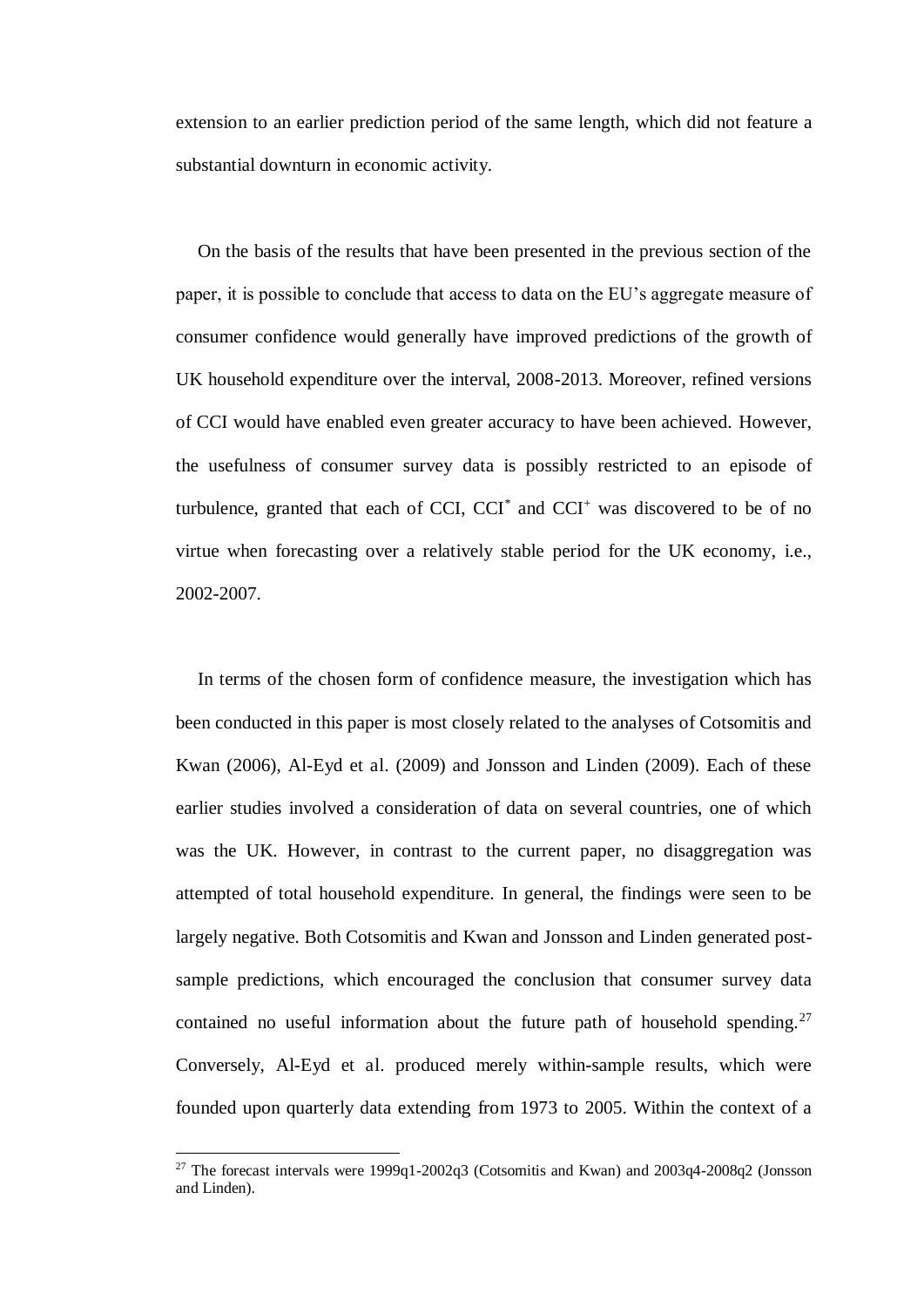extension to an earlier prediction period of the same length, which did not feature a substantial downturn in economic activity.

On the basis of the results that have been presented in the previous section of the paper, it is possible to conclude that access to data on the EU's aggregate measure of consumer confidence would generally have improved predictions of the growth of UK household expenditure over the interval, 2008-2013. Moreover, refined versions of CCI would have enabled even greater accuracy to have been achieved. However, the usefulness of consumer survey data is possibly restricted to an episode of turbulence, granted that each of CCI, $CCI^{*}$ and $CCI^{+}$ was discovered to be of no virtue when forecasting over a relatively stable period for the UK economy, i.e., 2002-2007.

In terms of the chosen form of confidence measure, the investigation which has been conducted in this paper is most closely related to the analyses of Cotsomitis and Kwan (2006), Al-Eyd et al. (2009) and Jonsson and Linden (2009). Each of these earlier studies involved a consideration of data on several countries, one of which was the UK. However, in contrast to the current paper, no disaggregation was attempted of total household expenditure. In general, the findings were seen to be largely negative. Both Cotsomitis and Kwan and Jonsson and Linden generated post-sample predictions, which encouraged the conclusion that consumer survey data contained no useful information about the future path of household spending.[27] Conversely, Al-Eyd et al. produced merely within-sample results, which were founded upon quarterly data extending from 1973 to 2005. Within the context of a

[27] The forecast intervals were 1999q1-2002q3 (Cotsomitis and Kwan) and 2003q4-2008q2 (Jonsson and Linden).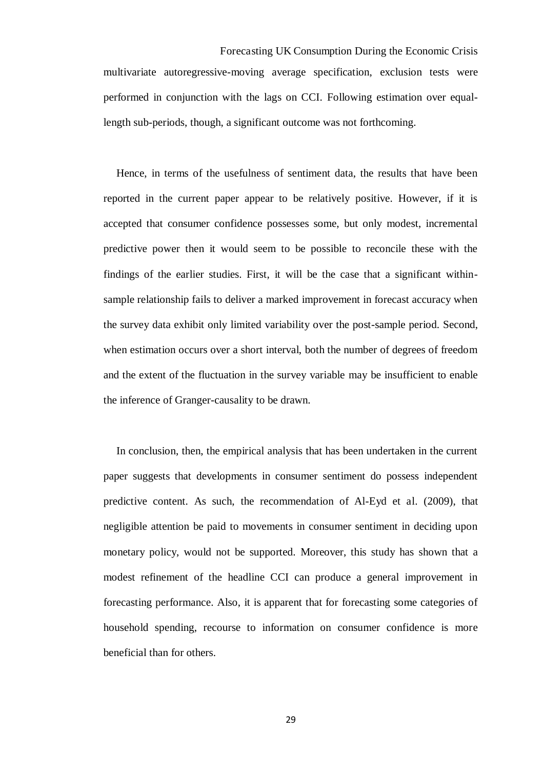multivariate autoregressive-moving average specification, exclusion tests were performed in conjunction with the lags on CCI. Following estimation over equal-length sub-periods, though, a significant outcome was not forthcoming.

Hence, in terms of the usefulness of sentiment data, the results that have been reported in the current paper appear to be relatively positive. However, if it is accepted that consumer confidence possesses some, but only modest, incremental predictive power then it would seem to be possible to reconcile these with the findings of the earlier studies. First, it will be the case that a significant within-sample relationship fails to deliver a marked improvement in forecast accuracy when the survey data exhibit only limited variability over the post-sample period. Second, when estimation occurs over a short interval, both the number of degrees of freedom and the extent of the fluctuation in the survey variable may be insufficient to enable the inference of Granger-causality to be drawn.

In conclusion, then, the empirical analysis that has been undertaken in the current paper suggests that developments in consumer sentiment do possess independent predictive content. As such, the recommendation of Al-Eyd et al. (2009), that negligible attention be paid to movements in consumer sentiment in deciding upon monetary policy, would not be supported. Moreover, this study has shown that a modest refinement of the headline CCI can produce a general improvement in forecasting performance. Also, it is apparent that for forecasting some categories of household spending, recourse to information on consumer confidence is more beneficial than for others.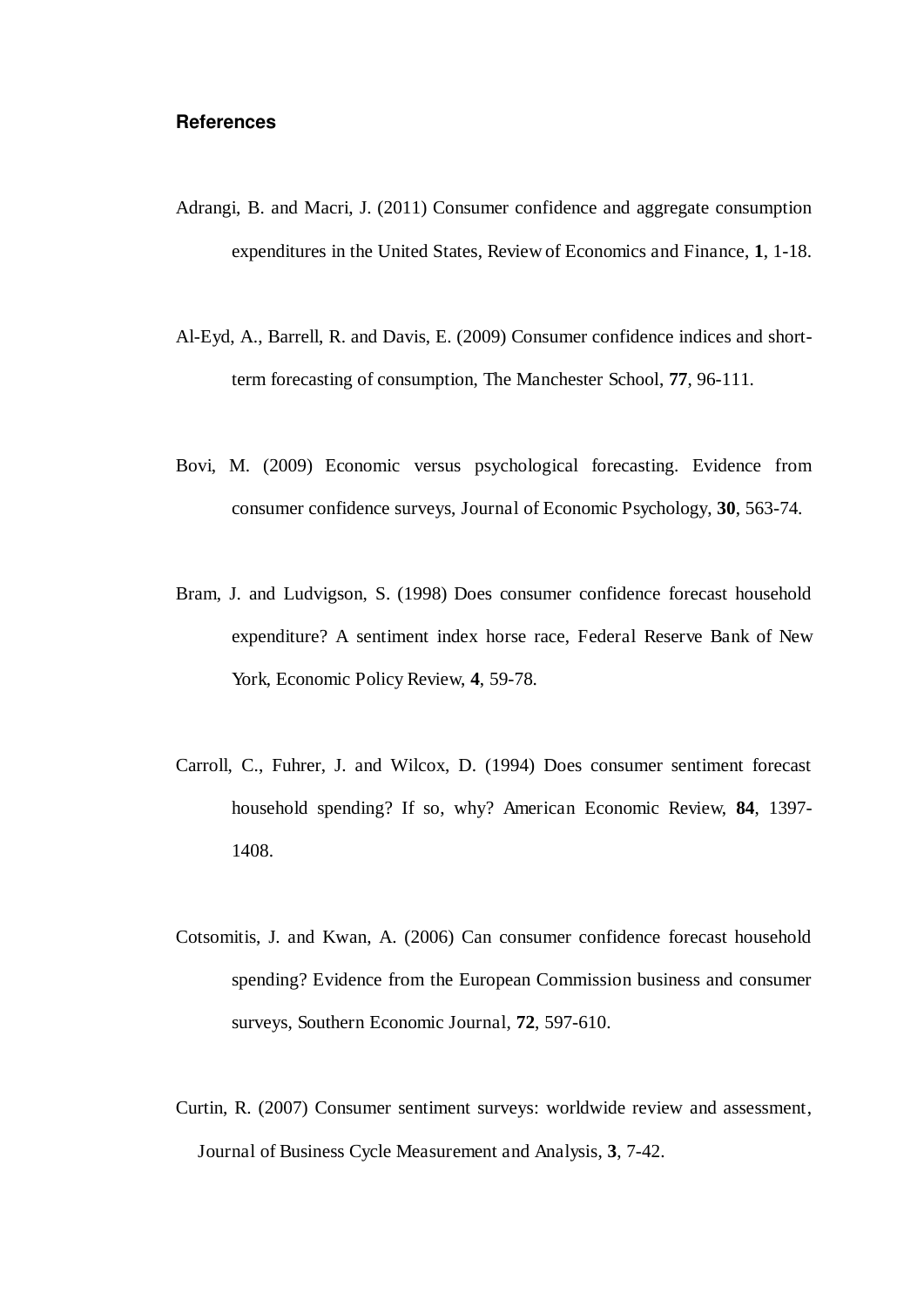## References

Adrangi, B. and Macri, J. (2011) Consumer confidence and aggregate consumption expenditures in the United States, Review of Economics and Finance, **1**, 1-18.

Al-Eyd, A., Barrell, R. and Davis, E. (2009) Consumer confidence indices and short-term forecasting of consumption, The Manchester School, **77**, 96-111.

Bovi, M. (2009) Economic versus psychological forecasting. Evidence from consumer confidence surveys, Journal of Economic Psychology, **30**, 563-74.

Bram, J. and Ludvigson, S. (1998) Does consumer confidence forecast household expenditure? A sentiment index horse race, Federal Reserve Bank of New York, Economic Policy Review, **4**, 59-78.

Carroll, C., Fuhrer, J. and Wilcox, D. (1994) Does consumer sentiment forecast household spending? If so, why? American Economic Review, **84**, 1397-1408.

Cotsomitis, J. and Kwan, A. (2006) Can consumer confidence forecast household spending? Evidence from the European Commission business and consumer surveys, Southern Economic Journal, **72**, 597-610.

Curtin, R. (2007) Consumer sentiment surveys: worldwide review and assessment, Journal of Business Cycle Measurement and Analysis, **3**, 7-42.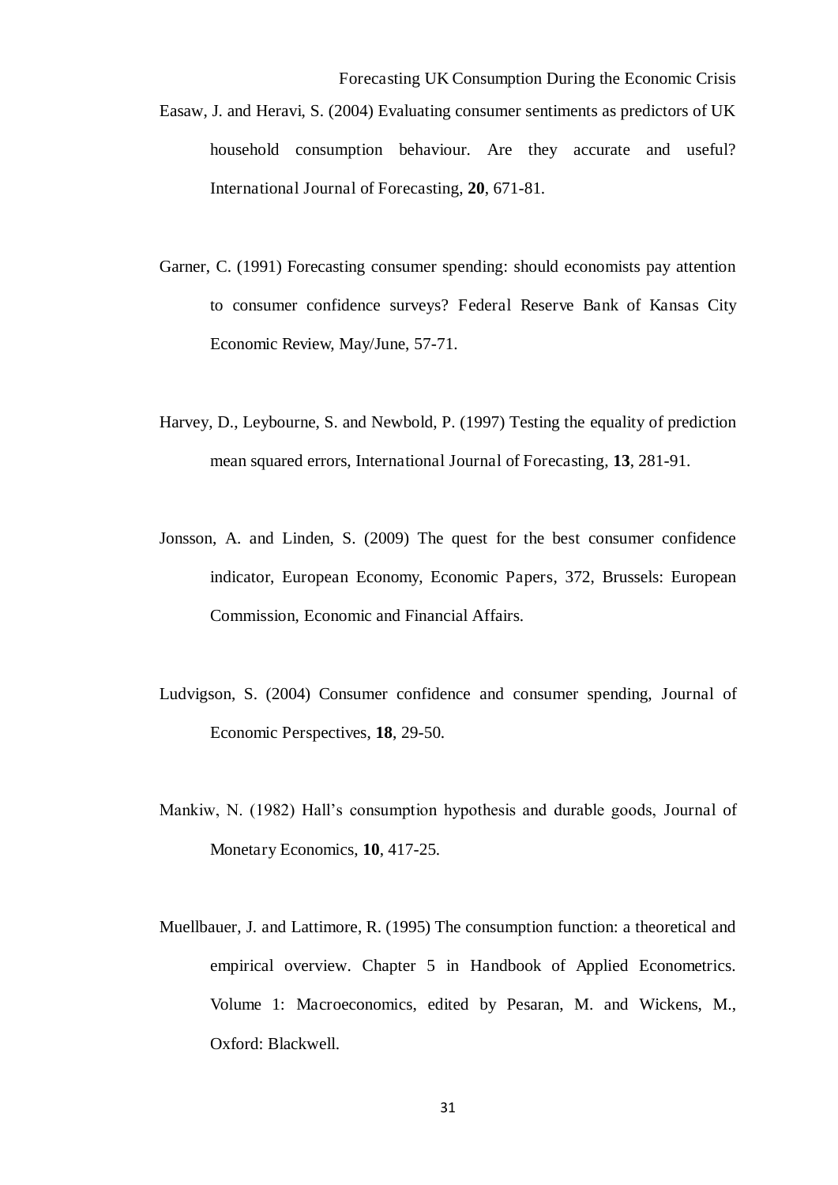Easaw, J. and Heravi, S. (2004) Evaluating consumer sentiments as predictors of UK household consumption behaviour. Are they accurate and useful? International Journal of Forecasting, **20**, 671-81.

Garner, C. (1991) Forecasting consumer spending: should economists pay attention to consumer confidence surveys? Federal Reserve Bank of Kansas City Economic Review, May/June, 57-71.

Harvey, D., Leybourne, S. and Newbold, P. (1997) Testing the equality of prediction mean squared errors, International Journal of Forecasting, **13**, 281-91.

Jonsson, A. and Linden, S. (2009) The quest for the best consumer confidence indicator, European Economy, Economic Papers, 372, Brussels: European Commission, Economic and Financial Affairs.

Ludvigson, S. (2004) Consumer confidence and consumer spending, Journal of Economic Perspectives, **18**, 29-50.

Mankiw, N. (1982) Hall's consumption hypothesis and durable goods, Journal of Monetary Economics, **10**, 417-25.

Muellbauer, J. and Lattimore, R. (1995) The consumption function: a theoretical and empirical overview. Chapter 5 in Handbook of Applied Econometrics. Volume 1: Macroeconomics, edited by Pesaran, M. and Wickens, M., Oxford: Blackwell.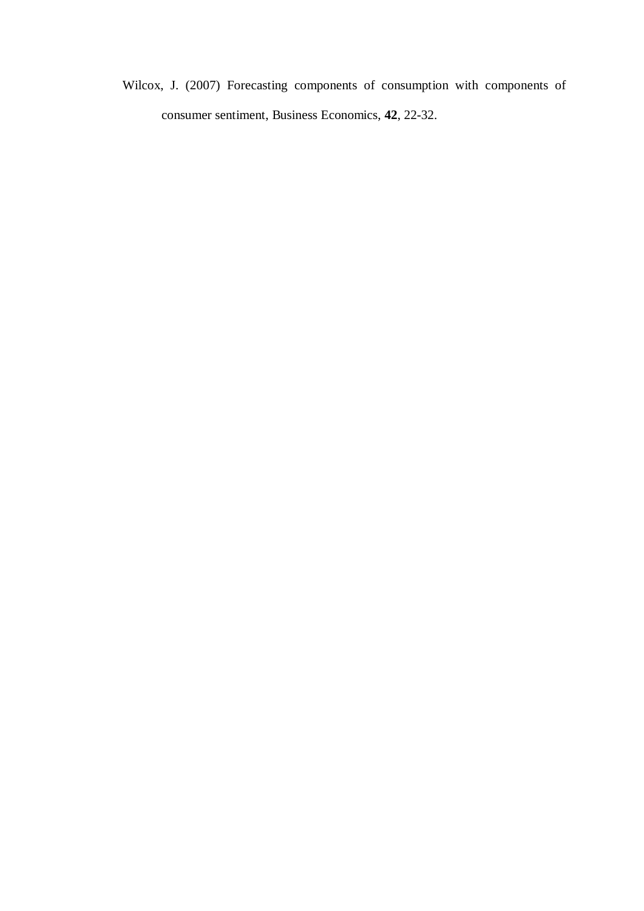Wilcox, J. (2007) Forecasting components of consumption with components of consumer sentiment, Business Economics, **42**, 22-32.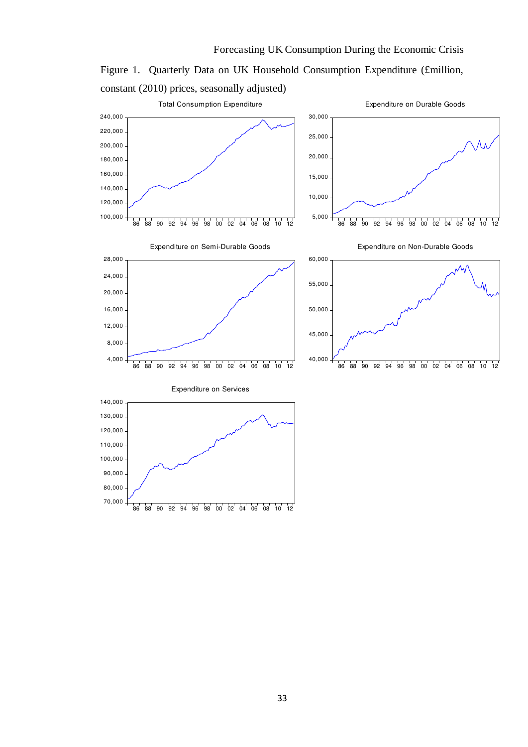Figure 1. Quarterly Data on UK Household Consumption Expenditure (£million, constant (2010) prices, seasonally adjusted)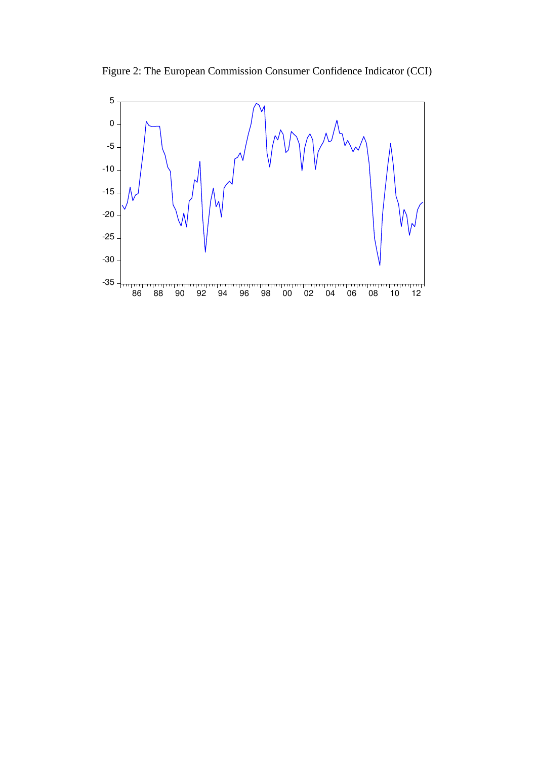Figure 2: The European Commission Consumer Confidence Indicator (CCI)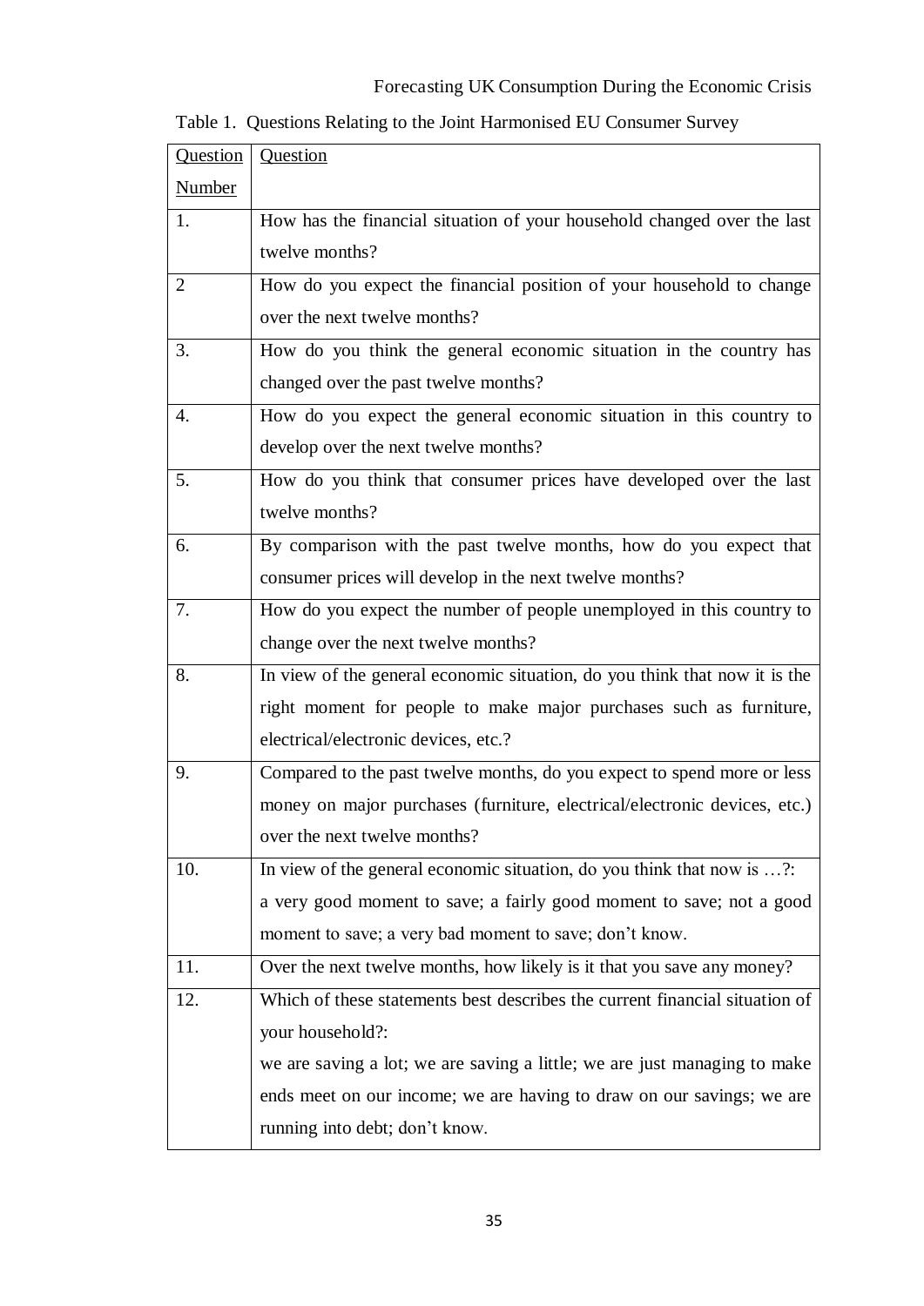Table 1. Questions Relating to the Joint Harmonised EU Consumer Survey

| Question Number | Question |
|---|---|
| 1. | How has the financial situation of your household changed over the last twelve months? |
| 2 | How do you expect the financial position of your household to change over the next twelve months? |
| 3. | How do you think the general economic situation in the country has changed over the past twelve months? |
| 4. | How do you expect the general economic situation in this country to develop over the next twelve months? |
| 5. | How do you think that consumer prices have developed over the last twelve months? |
| 6. | By comparison with the past twelve months, how do you expect that consumer prices will develop in the next twelve months? |
| 7. | How do you expect the number of people unemployed in this country to change over the next twelve months? |
| 8. | In view of the general economic situation, do you think that now it is the right moment for people to make major purchases such as furniture, electrical/electronic devices, etc.? |
| 9. | Compared to the past twelve months, do you expect to spend more or less money on major purchases (furniture, electrical/electronic devices, etc.) over the next twelve months? |
| 10. | In view of the general economic situation, do you think that now is …?: a very good moment to save; a fairly good moment to save; not a good moment to save; a very bad moment to save; don't know. |
| 11. | Over the next twelve months, how likely is it that you save any money? |
| 12. | Which of these statements best describes the current financial situation of your household?: we are saving a lot; we are saving a little; we are just managing to make ends meet on our income; we are having to draw on our savings; we are running into debt; don't know. |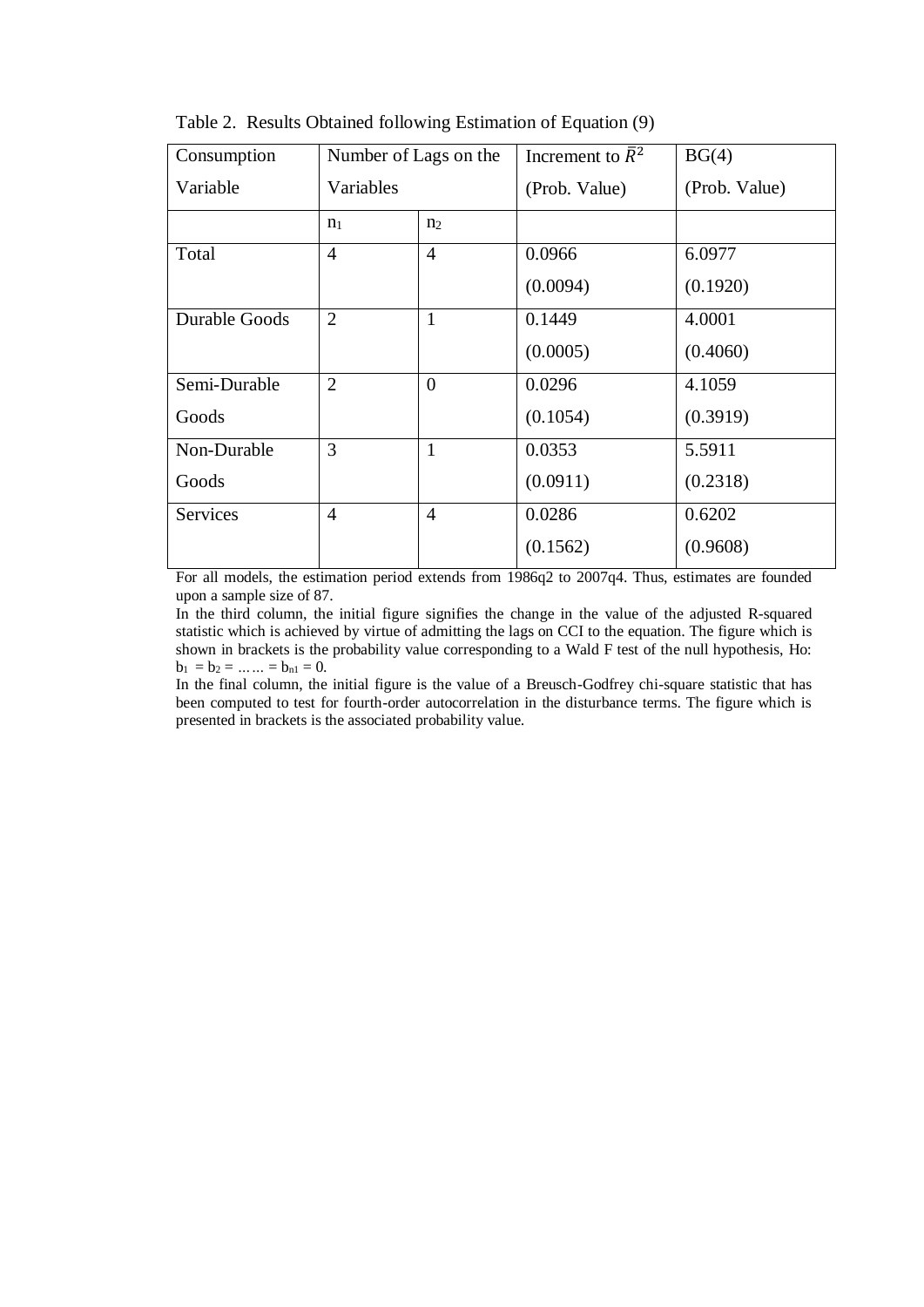Table 2. Results Obtained following Estimation of Equation (9)

| Consumption Variable | Number of Lags on the Variables | | Increment to $\bar{R}^2$ (Prob. Value) | BG(4) (Prob. Value) |
|---|---|---|---|---|
| | $n_1$ | $n_2$ | | |
| Total | 4 | 4 | 0.0966 (0.0094) | 6.0977 (0.1920) |
| Durable Goods | 2 | 1 | 0.1449 (0.0005) | 4.0001 (0.4060) |
| Semi-Durable Goods | 2 | 0 | 0.0296 (0.1054) | 4.1059 (0.3919) |
| Non-Durable Goods | 3 | 1 | 0.0353 (0.0911) | 5.5911 (0.2318) |
| Services | 4 | 4 | 0.0286 (0.1562) | 0.6202 (0.9608) |

For all models, the estimation period extends from 1986q2 to 2007q4. Thus, estimates are founded upon a sample size of 87.

In the third column, the initial figure signifies the change in the value of the adjusted R-squared statistic which is achieved by virtue of admitting the lags on CCI to the equation. The figure which is shown in brackets is the probability value corresponding to a Wald F test of the null hypothesis, Ho: $b_1 = b_2 = \ldots\ldots = b_{n1} = 0$.

In the final column, the initial figure is the value of a Breusch-Godfrey chi-square statistic that has been computed to test for fourth-order autocorrelation in the disturbance terms. The figure which is presented in brackets is the associated probability value.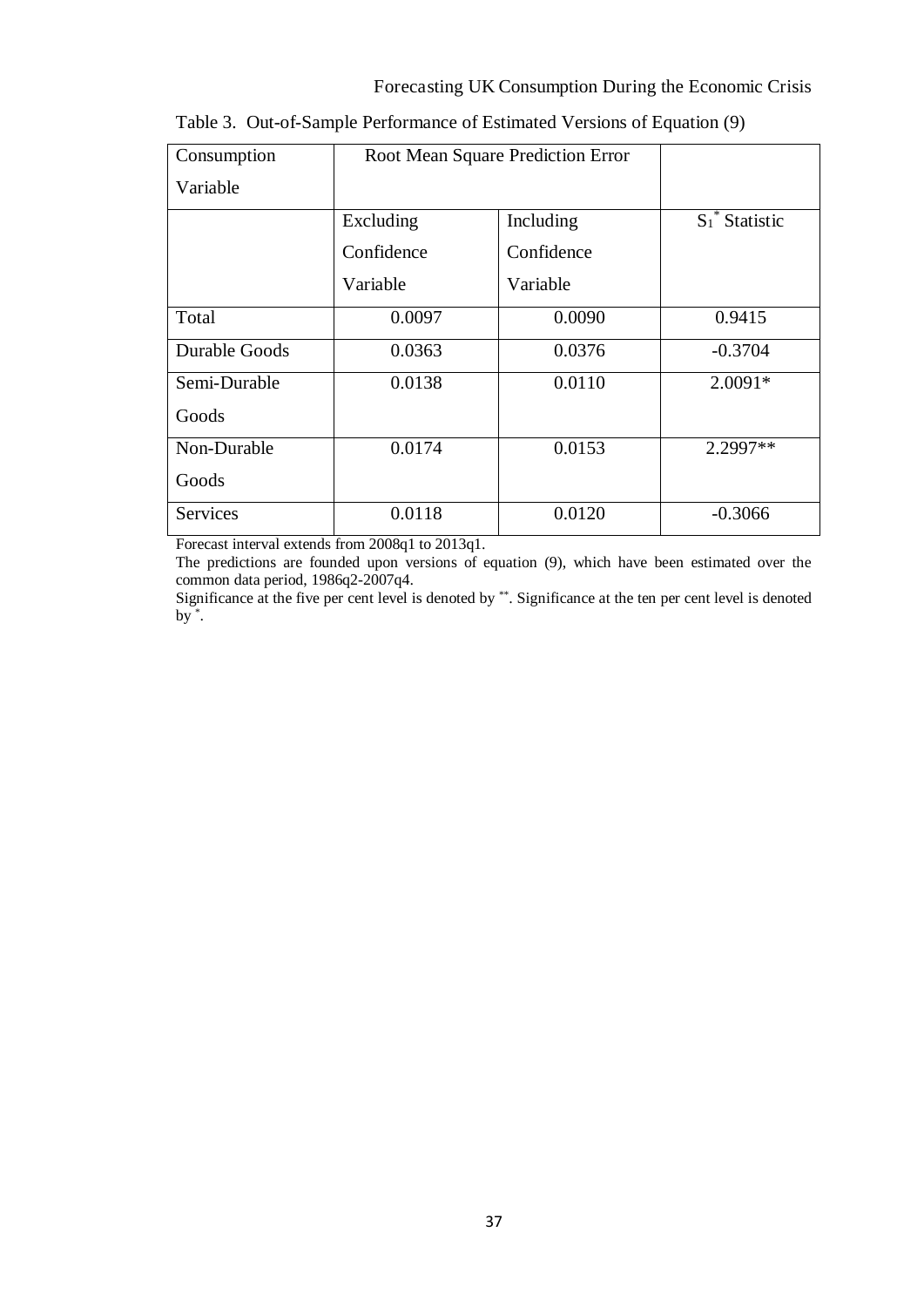Table 3. Out-of-Sample Performance of Estimated Versions of Equation (9)

| Consumption Variable | Root Mean Square Prediction Error | | |
|---|---|---|---|
| | Excluding Confidence Variable | Including Confidence Variable | $S_1^*$ Statistic |
| Total | 0.0097 | 0.0090 | 0.9415 |
| Durable Goods | 0.0363 | 0.0376 | -0.3704 |
| Semi-Durable Goods | 0.0138 | 0.0110 | 2.0091* |
| Non-Durable Goods | 0.0174 | 0.0153 | 2.2997** |
| Services | 0.0118 | 0.0120 | -0.3066 |

Forecast interval extends from 2008q1 to 2013q1.

The predictions are founded upon versions of equation (9), which have been estimated over the common data period, 1986q2-2007q4.

Significance at the five per cent level is denoted by **. Significance at the ten per cent level is denoted by *.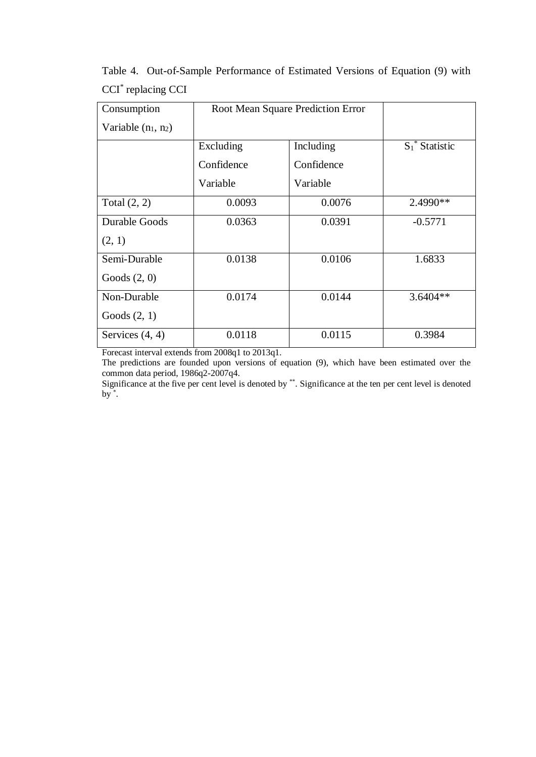Table 4. Out-of-Sample Performance of Estimated Versions of Equation (9) with $CCI^*$ replacing CCI

| Consumption Variable ($n_1$, $n_2$) | Root Mean Square Prediction Error | | |
|---|---|---|---|
| | Excluding Confidence Variable | Including Confidence Variable | $S_1^*$ Statistic |
| Total (2, 2) | 0.0093 | 0.0076 | 2.4990** |
| Durable Goods (2, 1) | 0.0363 | 0.0391 | -0.5771 |
| Semi-Durable Goods (2, 0) | 0.0138 | 0.0106 | 1.6833 |
| Non-Durable Goods (2, 1) | 0.0174 | 0.0144 | 3.6404** |
| Services (4, 4) | 0.0118 | 0.0115 | 0.3984 |

Forecast interval extends from 2008q1 to 2013q1.

The predictions are founded upon versions of equation (9), which have been estimated over the common data period, 1986q2-2007q4.

Significance at the five per cent level is denoted by **. Significance at the ten per cent level is denoted by *.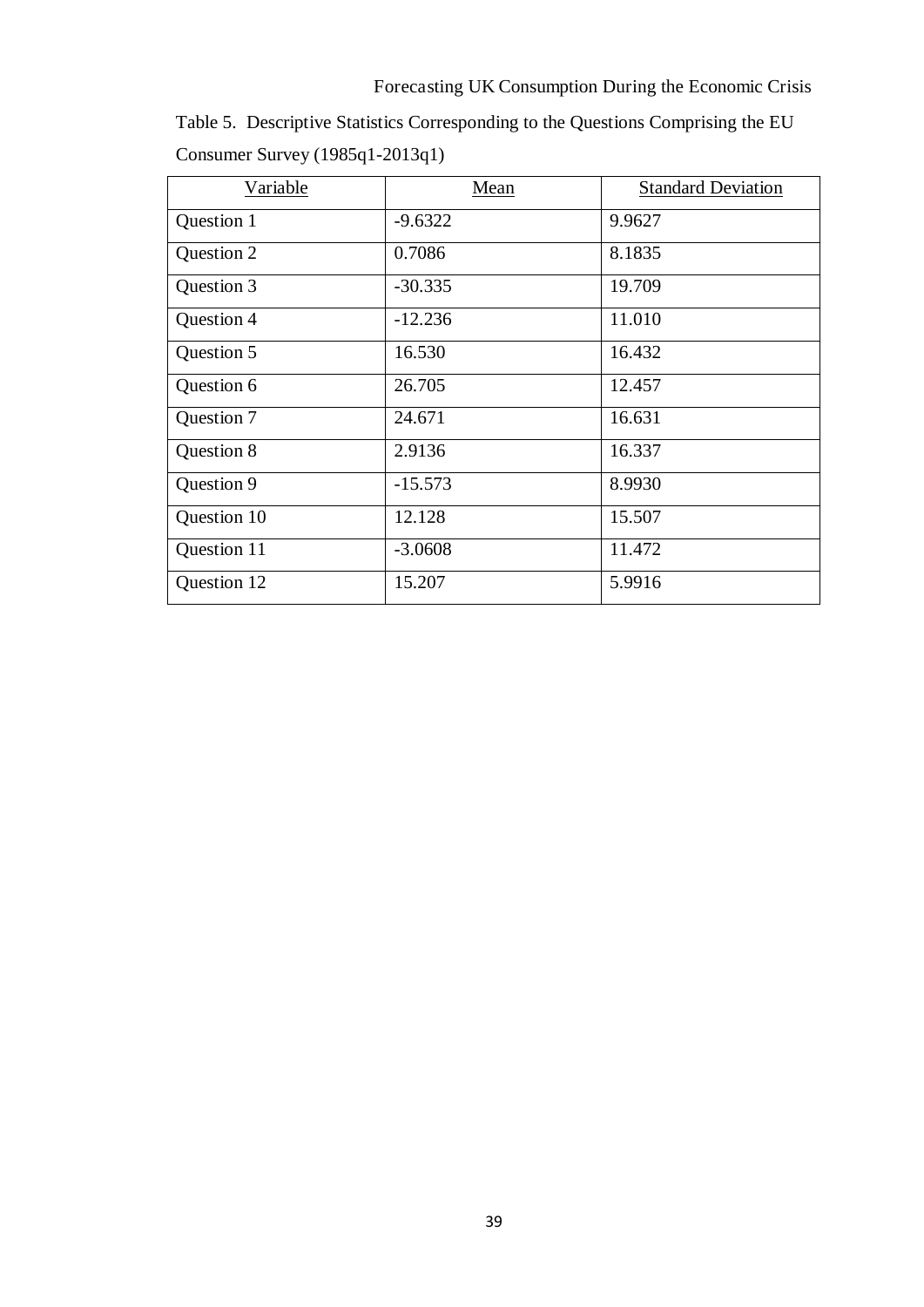Table 5. Descriptive Statistics Corresponding to the Questions Comprising the EU Consumer Survey (1985q1-2013q1)

| Variable | Mean | Standard Deviation |
|---|---|---|
| Question 1 | -9.6322 | 9.9627 |
| Question 2 | 0.7086 | 8.1835 |
| Question 3 | -30.335 | 19.709 |
| Question 4 | -12.236 | 11.010 |
| Question 5 | 16.530 | 16.432 |
| Question 6 | 26.705 | 12.457 |
| Question 7 | 24.671 | 16.631 |
| Question 8 | 2.9136 | 16.337 |
| Question 9 | -15.573 | 8.9930 |
| Question 10 | 12.128 | 15.507 |
| Question 11 | -3.0608 | 11.472 |
| Question 12 | 15.207 | 5.9916 |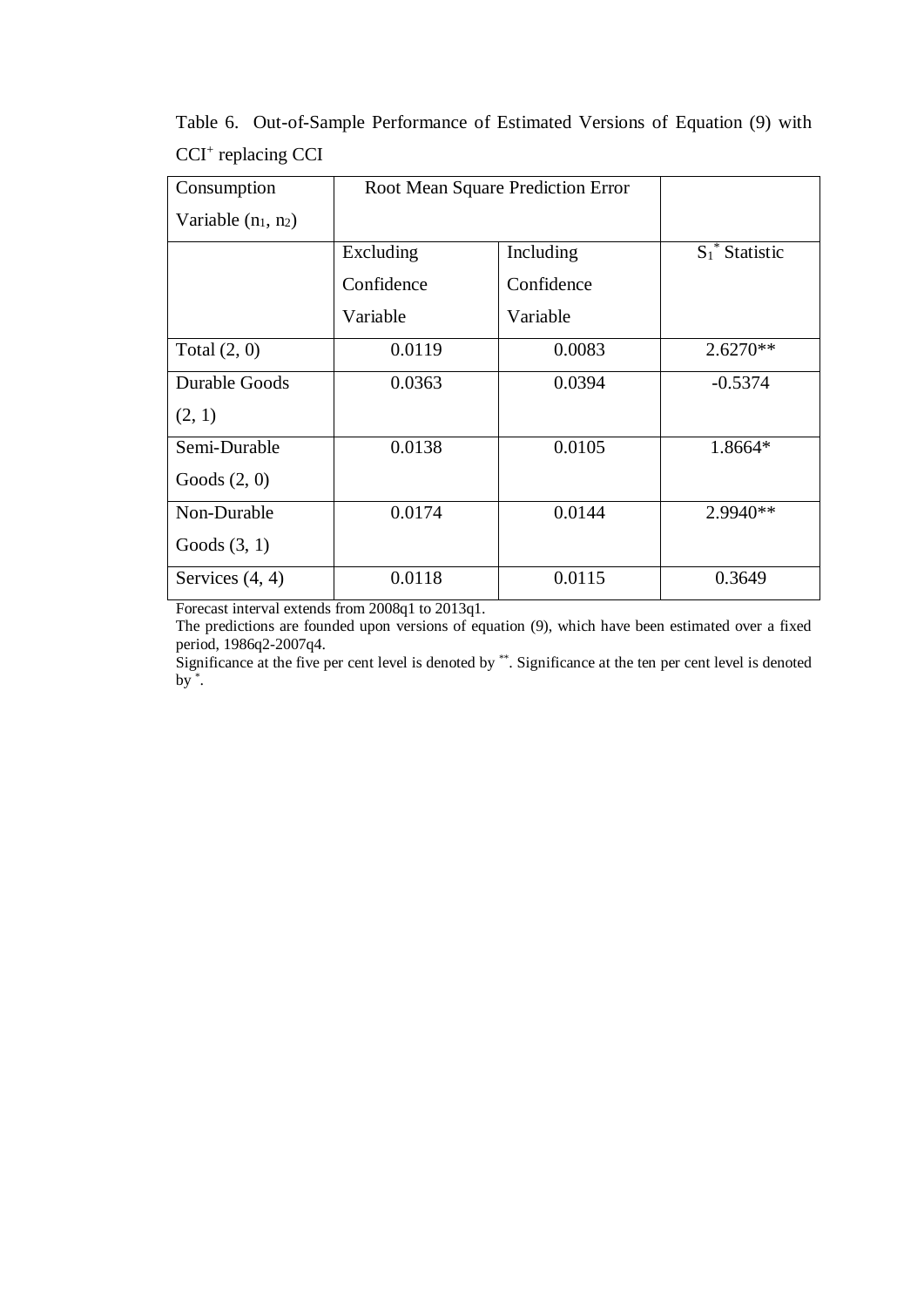Table 6. Out-of-Sample Performance of Estimated Versions of Equation (9) with $CCI^+$ replacing CCI

| Consumption Variable ($n_1$, $n_2$) | Root Mean Square Prediction Error | | |
|---|---|---|---|
| | Excluding Confidence Variable | Including Confidence Variable | $S_1^*$ Statistic |
| Total (2, 0) | 0.0119 | 0.0083 | 2.6270** |
| Durable Goods (2, 1) | 0.0363 | 0.0394 | -0.5374 |
| Semi-Durable Goods (2, 0) | 0.0138 | 0.0105 | 1.8664* |
| Non-Durable Goods (3, 1) | 0.0174 | 0.0144 | 2.9940** |
| Services (4, 4) | 0.0118 | 0.0115 | 0.3649 |

Forecast interval extends from 2008q1 to 2013q1.

The predictions are founded upon versions of equation (9), which have been estimated over a fixed period, 1986q2-2007q4.

Significance at the five per cent level is denoted by **. Significance at the ten per cent level is denoted by *.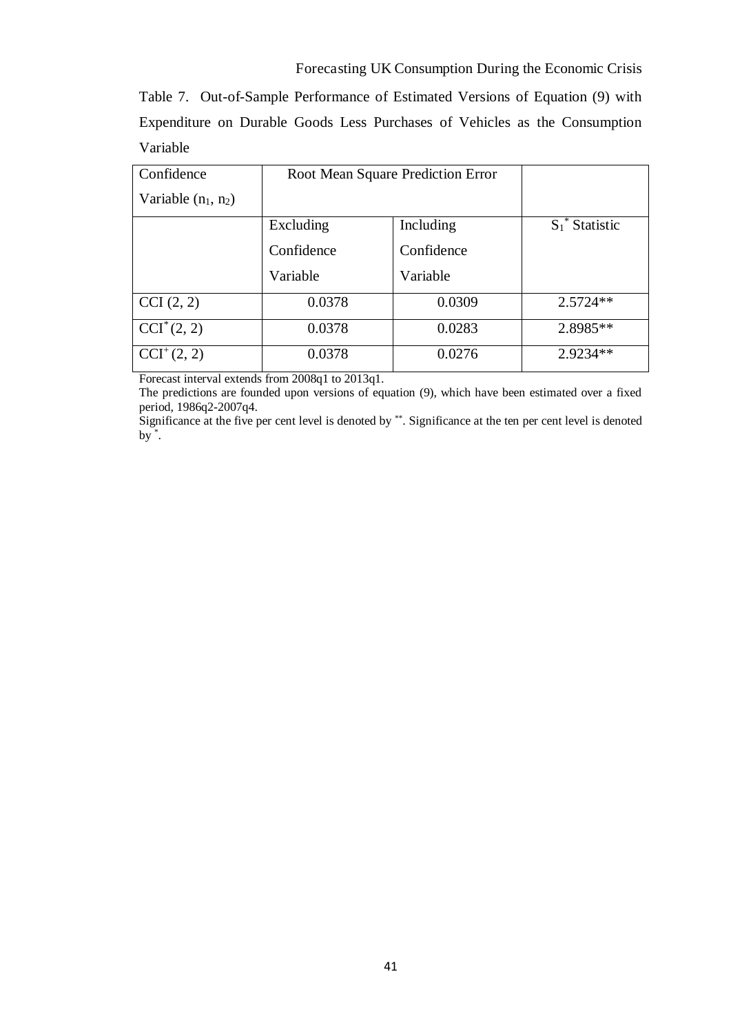Table 7. Out-of-Sample Performance of Estimated Versions of Equation (9) with Expenditure on Durable Goods Less Purchases of Vehicles as the Consumption Variable

| Confidence Variable ($n_1$, $n_2$) | Root Mean Square Prediction Error | | |
|---|---|---|---|
| | Excluding Confidence Variable | Including Confidence Variable | $S_1^*$ Statistic |
| CCI (2, 2) | 0.0378 | 0.0309 | 2.5724** |
| $CCI^*$ (2, 2) | 0.0378 | 0.0283 | 2.8985** |
| $CCI^+$ (2, 2) | 0.0378 | 0.0276 | 2.9234** |

Forecast interval extends from 2008q1 to 2013q1.

The predictions are founded upon versions of equation (9), which have been estimated over a fixed period, 1986q2-2007q4.

Significance at the five per cent level is denoted by **. Significance at the ten per cent level is denoted by *.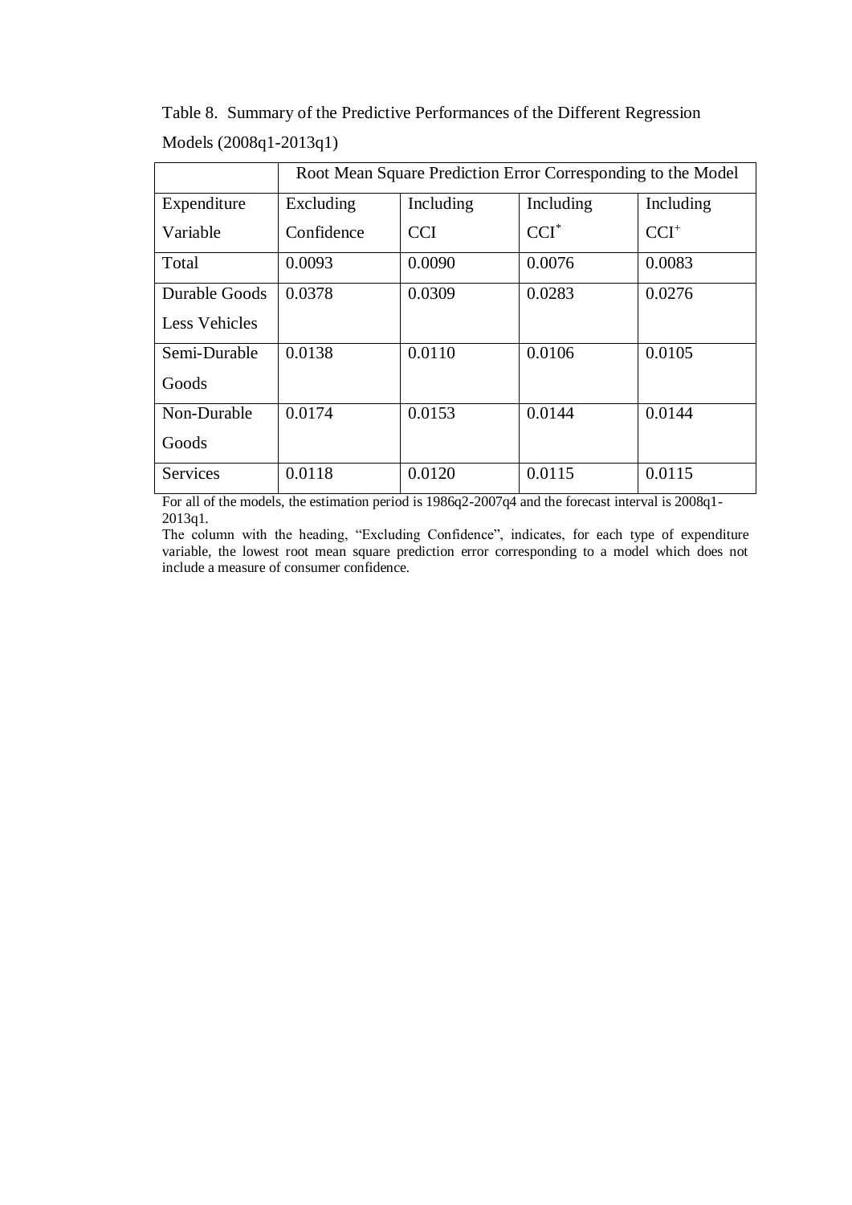Table 8. Summary of the Predictive Performances of the Different Regression Models (2008q1-2013q1)

| | Root Mean Square Prediction Error Corresponding to the Model | | | |
|---|---|---|---|---|
| Expenditure Variable | Excluding Confidence | Including CCI | Including $CCI^{*}$ | Including $CCI^{+}$ |
| Total | 0.0093 | 0.0090 | 0.0076 | 0.0083 |
| Durable Goods Less Vehicles | 0.0378 | 0.0309 | 0.0283 | 0.0276 |
| Semi-Durable Goods | 0.0138 | 0.0110 | 0.0106 | 0.0105 |
| Non-Durable Goods | 0.0174 | 0.0153 | 0.0144 | 0.0144 |
| Services | 0.0118 | 0.0120 | 0.0115 | 0.0115 |

For all of the models, the estimation period is 1986q2-2007q4 and the forecast interval is 2008q1-2013q1.

The column with the heading, "Excluding Confidence", indicates, for each type of expenditure variable, the lowest root mean square prediction error corresponding to a model which does not include a measure of consumer confidence.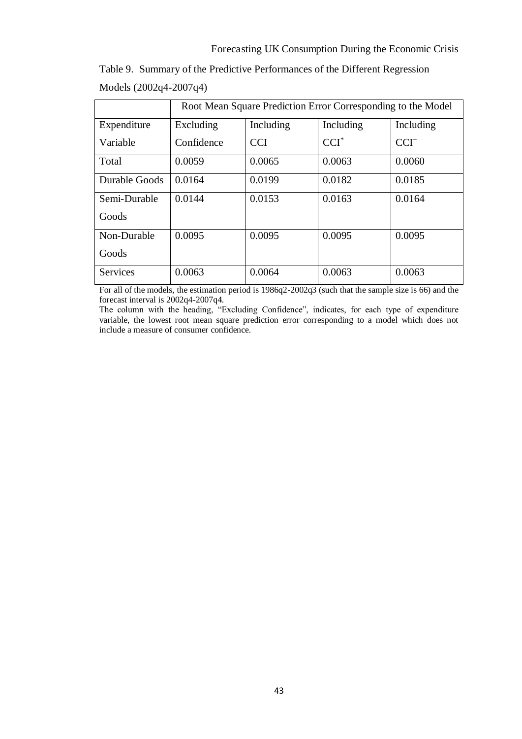Table 9. Summary of the Predictive Performances of the Different Regression Models (2002q4-2007q4)

| | Root Mean Square Prediction Error Corresponding to the Model | | | |
|---|---|---|---|---|
| Expenditure Variable | Excluding Confidence | Including CCI | Including $CCI^{*}$ | Including $CCI^{+}$ |
| Total | 0.0059 | 0.0065 | 0.0063 | 0.0060 |
| Durable Goods | 0.0164 | 0.0199 | 0.0182 | 0.0185 |
| Semi-Durable Goods | 0.0144 | 0.0153 | 0.0163 | 0.0164 |
| Non-Durable Goods | 0.0095 | 0.0095 | 0.0095 | 0.0095 |
| Services | 0.0063 | 0.0064 | 0.0063 | 0.0063 |

For all of the models, the estimation period is 1986q2-2002q3 (such that the sample size is 66) and the forecast interval is 2002q4-2007q4.

The column with the heading, "Excluding Confidence", indicates, for each type of expenditure variable, the lowest root mean square prediction error corresponding to a model which does not include a measure of consumer confidence.